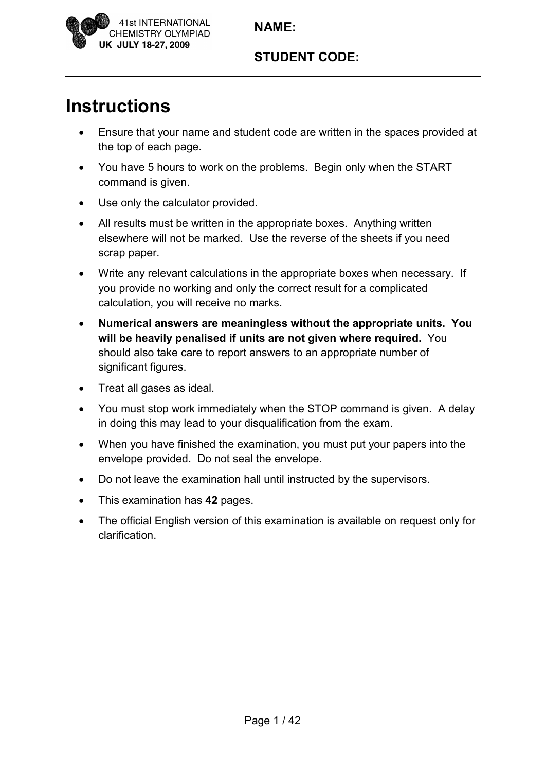NAME:

STUDENT CODE:

# Instructions

- Ensure that your name and student code are written in the spaces provided at the top of each page.
- You have 5 hours to work on the problems. Begin only when the START command is given.
- Use only the calculator provided.
- All results must be written in the appropriate boxes. Anything written elsewhere will not be marked. Use the reverse of the sheets if you need scrap paper.
- Write any relevant calculations in the appropriate boxes when necessary. If you provide no working and only the correct result for a complicated calculation, you will receive no marks.
- **Numerical answers are meaningless without the appropriate units. You will be heavily penalised if units are not given where required.** You should also take care to report answers to an appropriate number of significant figures.
- Treat all gases as ideal.
- You must stop work immediately when the STOP command is given. A delay in doing this may lead to your disqualification from the exam.
- When you have finished the examination, you must put your papers into the envelope provided. Do not seal the envelope.
- Do not leave the examination hall until instructed by the supervisors.
- This examination has **42** pages.
- The official English version of this examination is available on request only for clarification.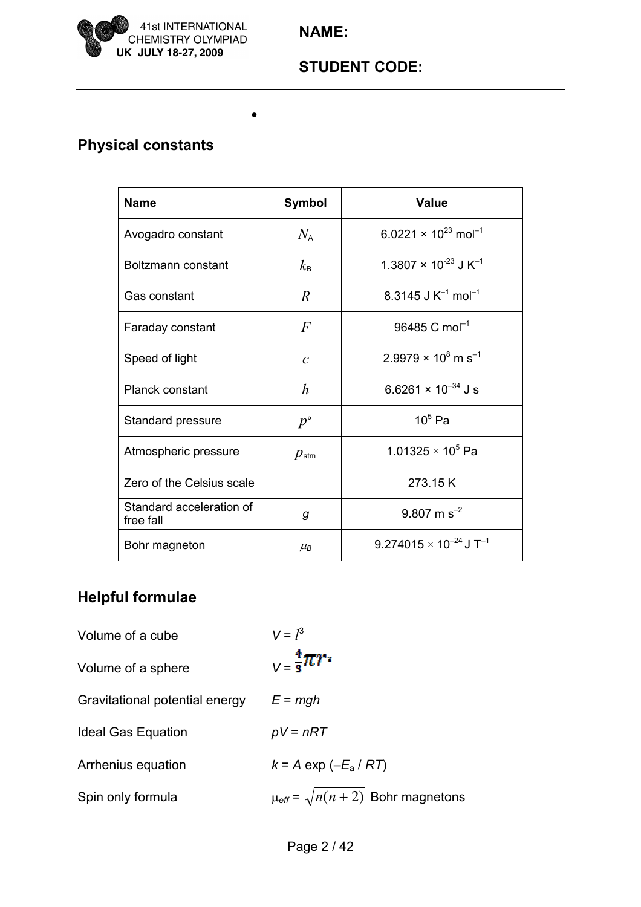## Physical constants

| Name | Symbol | Value |
|---|---|---|
| Avogadro constant | $N_A$ | $6.0221 \times 10^{23}$ mol$^{-1}$ |
| Boltzmann constant | $k_B$ | $1.3807 \times 10^{-23}$ J K$^{-1}$ |
| Gas constant | $R$ | 8.3145 J K$^{-1}$ mol$^{-1}$ |
| Faraday constant | $F$ | 96485 C mol$^{-1}$ |
| Speed of light | $c$ | $2.9979 \times 10^{8}$ m s$^{-1}$ |
| Planck constant | $h$ | $6.6261 \times 10^{-34}$ J s |
| Standard pressure | $p°$ | $10^{5}$ Pa |
| Atmospheric pressure | $p_{atm}$ | $1.01325 \times 10^{5}$ Pa |
| Zero of the Celsius scale | | 273.15 K |
| Standard acceleration of free fall | g | 9.807 m s$^{-2}$ |
| Bohr magneton | $\mu_B$ | $9.274015 \times 10^{-24}$ J T$^{-1}$ |

## Helpful formulae

Volume of a cube $V = l^3$

Volume of a sphere $V = \frac{4}{3}\pi r^3$

Gravitational potential energy $E = mgh$

Ideal Gas Equation $pV = nRT$

Arrhenius equation $k = A \exp(-E_a / RT)$

Spin only formula $\mu_{eff} = \sqrt{n(n+2)}$ Bohr magnetons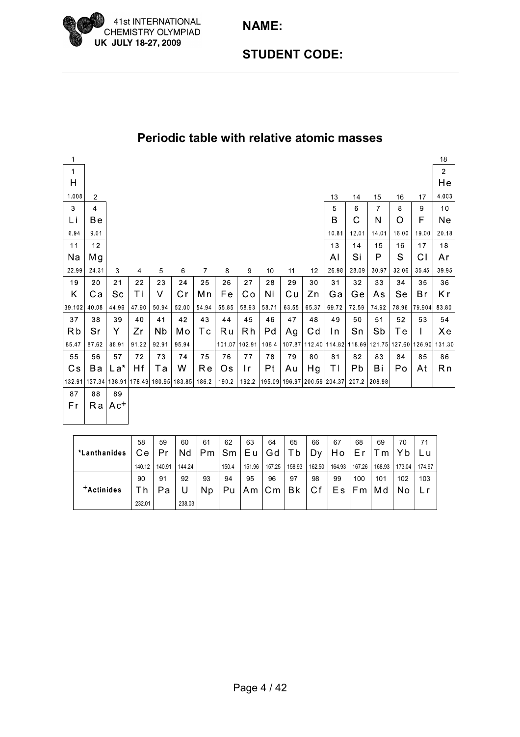## Periodic table with relative atomic masses

| 1 | 2 | 3 | 4 | 5 | 6 | 7 | 8 | 9 | 10 | 11 | 12 | 13 | 14 | 15 | 16 | 17 | 18 |
|---|---|---|---|---|---|---|---|---|---|---|---|---|---|---|---|---|---|
| 1 H 1.008 | | | | | | | | | | | | | | | | | 2 He 4.003 |
| 3 Li 6.94 | 4 Be 9.01 | | | | | | | | | | | 5 B 10.81 | 6 C 12.01 | 7 N 14.01 | 8 O 16.00 | 9 F 19.00 | 10 Ne 20.18 |
| 11 Na 22.99 | 12 Mg 24.31 | | | | | | | | | | | 13 Al 26.98 | 14 Si 28.09 | 15 P 30.97 | 16 S 32.06 | 17 Cl 35.45 | 18 Ar 39.95 |
| 19 K 39.102 | 20 Ca 40.08 | 21 Sc 44.96 | 22 Ti 47.90 | 23 V 50.94 | 24 Cr 52.00 | 25 Mn 54.94 | 26 Fe 55.85 | 27 Co 58.93 | 28 Ni 58.71 | 29 Cu 63.55 | 30 Zn 65.37 | 31 Ga 69.72 | 32 Ge 72.59 | 33 As 74.92 | 34 Se 78.96 | 35 Br 79.904 | 36 Kr 83.80 |
| 37 Rb 85.47 | 38 Sr 87.62 | 39 Y 88.91 | 40 Zr 91.22 | 41 Nb 92.91 | 42 Mo 95.94 | 43 Tc | 44 Ru 101.07 | 45 Rh 102.91 | 46 Pd 106.4 | 47 Ag 107.87 | 48 Cd 112.40 | 49 In 114.82 | 50 Sn 118.69 | 51 Sb 121.75 | 52 Te 127.60 | 53 I 126.90 | 54 Xe 131.30 |
| 55 Cs 132.91 | 56 Ba 137.34 | 57 La* 138.91 | 72 Hf 178.49 | 73 Ta 180.95 | 74 W 183.85 | 75 Re 186.2 | 76 Os 190.2 | 77 Ir 192.2 | 78 Pt 195.09 | 79 Au 196.97 | 80 Hg 200.59 | 81 Tl 204.37 | 82 Pb 207.2 | 83 Bi 208.98 | 84 Po | 85 At | 86 Rn |
| 87 Fr | 88 Ra | 89 Ac+ | | | | | | | | | | | | | | | |

| | | | | | | | | | | | | | | |
|---|---|---|---|---|---|---|---|---|---|---|---|---|---|---|
| *Lanthanides | 58 Ce 140.12 | 59 Pr 140.91 | 60 Nd 144.24 | 61 Pm | 62 Sm 150.4 | 63 Eu 151.96 | 64 Gd 157.25 | 65 Tb 158.93 | 66 Dy 162.50 | 67 Ho 164.93 | 68 Er 167.26 | 69 Tm 168.93 | 70 Yb 173.04 | 71 Lu 174.97 |
| +Actinides | 90 Th 232.01 | 91 Pa | 92 U 238.03 | 93 Np | 94 Pu | 95 Am | 96 Cm | 97 Bk | 98 Cf | 99 Es | 100 Fm | 101 Md | 102 No | 103 Lr |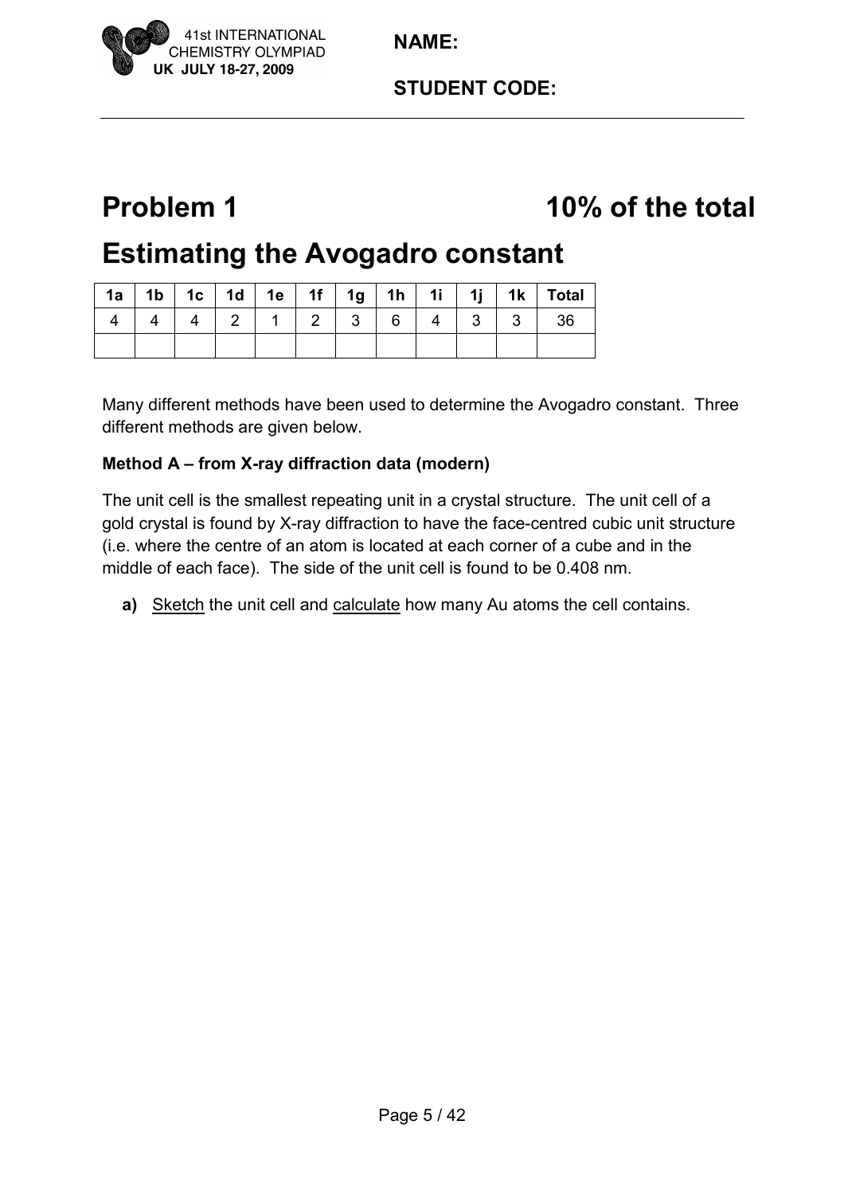NAME:

STUDENT CODE:

# Problem 1 10% of the total

# Estimating the Avogadro constant

| 1a | 1b | 1c | 1d | 1e | 1f | 1g | 1h | 1i | 1j | 1k | Total |
|---|---|---|---|---|---|---|---|---|---|---|---|
| 4 | 4 | 4 | 2 | 1 | 2 | 3 | 6 | 4 | 3 | 3 | 36 |
| | | | | | | | | | | | |

Many different methods have been used to determine the Avogadro constant. Three different methods are given below.

**Method A – from X-ray diffraction data (modern)**

The unit cell is the smallest repeating unit in a crystal structure. The unit cell of a gold crystal is found by X-ray diffraction to have the face-centred cubic unit structure (i.e. where the centre of an atom is located at each corner of a cube and in the middle of each face). The side of the unit cell is found to be 0.408 nm.

**a)** Sketch the unit cell and calculate how many Au atoms the cell contains.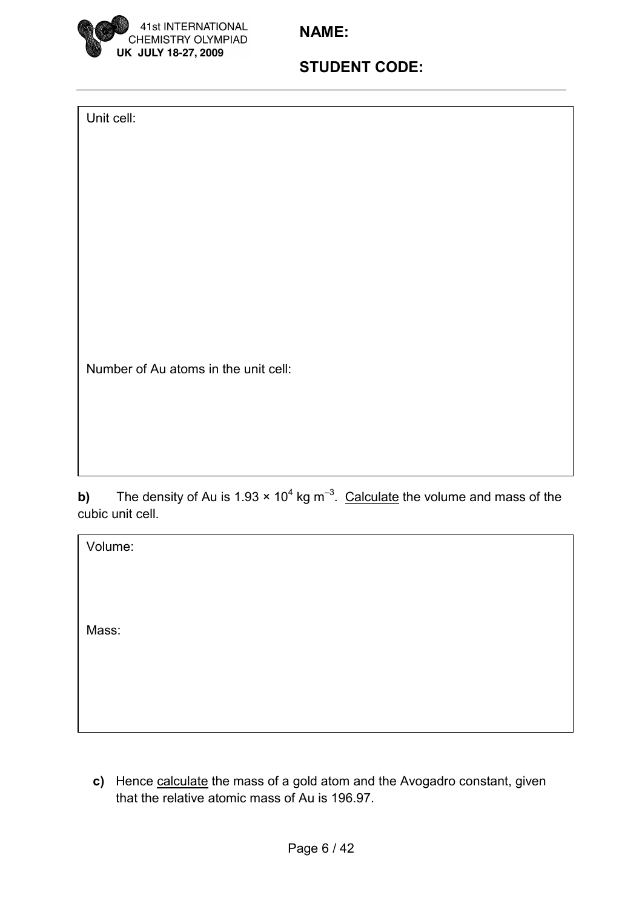Unit cell:

Number of Au atoms in the unit cell:

**b)** The density of Au is $1.93 \times 10^4$ kg m$^{-3}$. Calculate the volume and mass of the cubic unit cell.

Volume:

Mass:

**c)** Hence calculate the mass of a gold atom and the Avogadro constant, given that the relative atomic mass of Au is 196.97.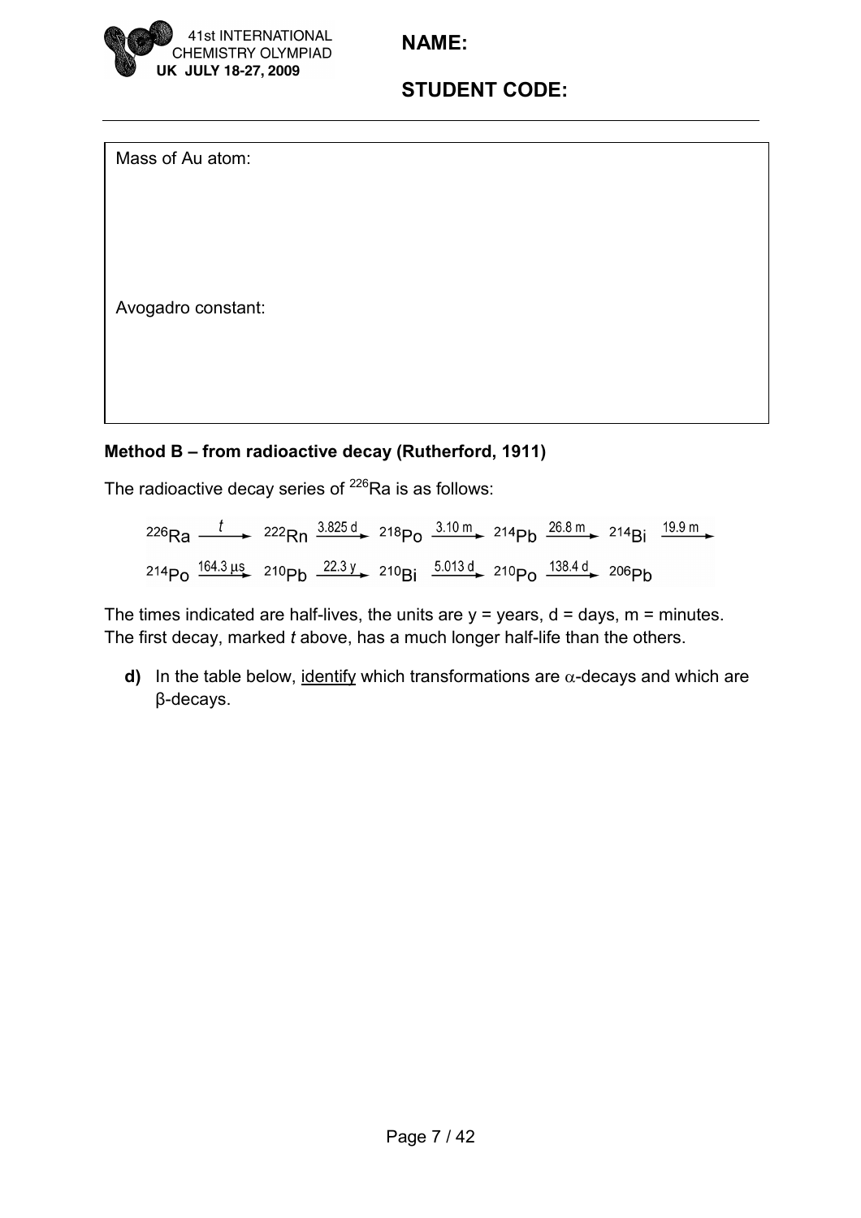Mass of Au atom:

Avogadro constant:

**Method B – from radioactive decay (Rutherford, 1911)**

The radioactive decay series of $^{226}Ra$ is as follows:

$$^{226}\text{Ra} \xrightarrow{t} {}^{222}\text{Rn} \xrightarrow{3.825\text{ d}} {}^{218}\text{Po} \xrightarrow{3.10\text{ m}} {}^{214}\text{Pb} \xrightarrow{26.8\text{ m}} {}^{214}\text{Bi} \xrightarrow{19.9\text{ m}}$$

$$^{214}\text{Po} \xrightarrow{164.3\ \mu\text{s}} {}^{210}\text{Pb} \xrightarrow{22.3\text{ y}} {}^{210}\text{Bi} \xrightarrow{5.013\text{ d}} {}^{210}\text{Po} \xrightarrow{138.4\text{ d}} {}^{206}\text{Pb}$$

The times indicated are half-lives, the units are y = years, d = days, m = minutes.
The first decay, marked *t* above, has a much longer half-life than the others.

**d)** In the table below, identify which transformations are $\alpha$-decays and which are β-decays.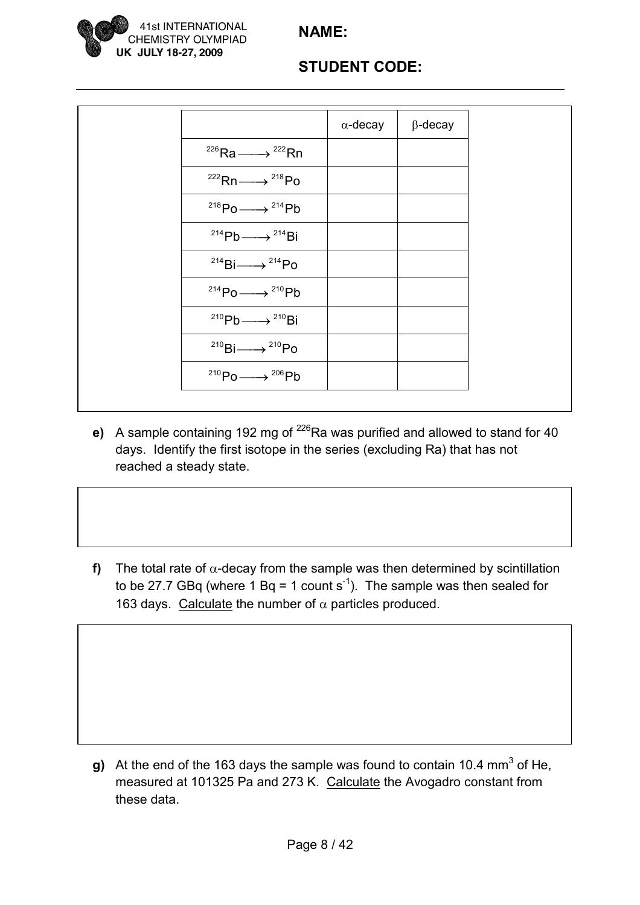| | α-decay | β-decay |
|---|---|---|
| $^{226}Ra \longrightarrow {}^{222}Rn$ | | |
| $^{222}Rn \longrightarrow {}^{218}Po$ | | |
| $^{218}Po \longrightarrow {}^{214}Pb$ | | |
| $^{214}Pb \longrightarrow {}^{214}Bi$ | | |
| $^{214}Bi \longrightarrow {}^{214}Po$ | | |
| $^{214}Po \longrightarrow {}^{210}Pb$ | | |
| $^{210}Pb \longrightarrow {}^{210}Bi$ | | |
| $^{210}Bi \longrightarrow {}^{210}Po$ | | |
| $^{210}Po \longrightarrow {}^{206}Pb$ | | |

**e)** A sample containing 192 mg of $^{226}Ra$ was purified and allowed to stand for 40 days. Identify the first isotope in the series (excluding Ra) that has not reached a steady state.

**f)** The total rate of α-decay from the sample was then determined by scintillation to be 27.7 GBq (where 1 Bq = 1 count $s^{-1}$). The sample was then sealed for 163 days. Calculate the number of α particles produced.

**g)** At the end of the 163 days the sample was found to contain 10.4 $mm^3$ of He, measured at 101325 Pa and 273 K. Calculate the Avogadro constant from these data.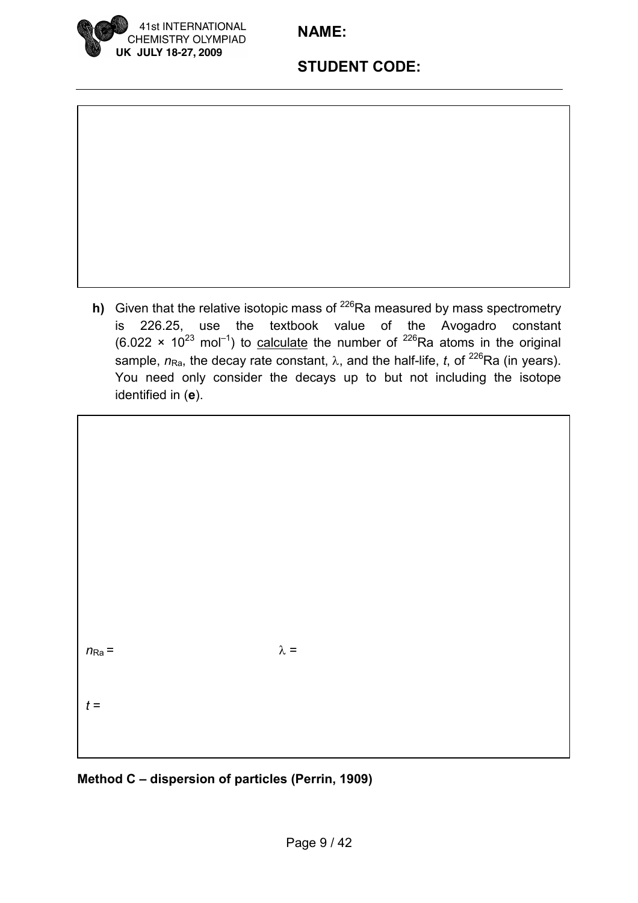**h)** Given that the relative isotopic mass of $^{226}Ra$ measured by mass spectrometry is 226.25, use the textbook value of the Avogadro constant ($6.022 \times 10^{23}$ mol$^{-1}$) to <u>calculate</u> the number of $^{226}Ra$ atoms in the original sample, $n_{Ra}$, the decay rate constant, $\lambda$, and the half-life, $t$, of $^{226}Ra$ (in years). You need only consider the decays up to but not including the isotope identified in (**e**).

$n_{Ra}$ =

$\lambda$ =

$t$ =

**Method C – dispersion of particles (Perrin, 1909)**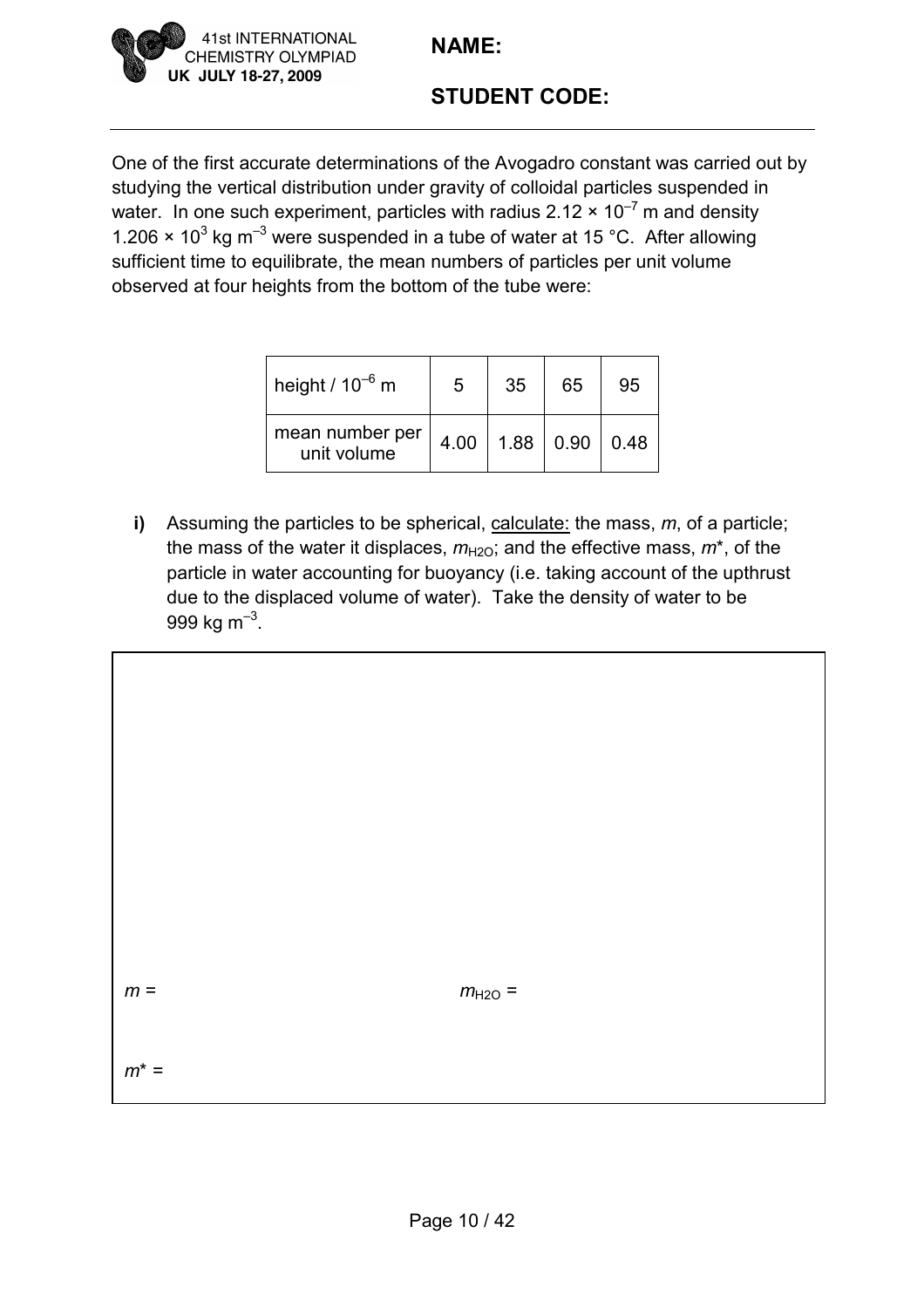One of the first accurate determinations of the Avogadro constant was carried out by studying the vertical distribution under gravity of colloidal particles suspended in water. In one such experiment, particles with radius $2.12 \times 10^{-7}$ m and density $1.206 \times 10^{3}$ kg m$^{-3}$ were suspended in a tube of water at 15 °C. After allowing sufficient time to equilibrate, the mean numbers of particles per unit volume observed at four heights from the bottom of the tube were:

| height / $10^{-6}$ m | 5 | 35 | 65 | 95 |
|---|---|---|---|---|
| mean number per unit volume | 4.00 | 1.88 | 0.90 | 0.48 |

**i)** Assuming the particles to be spherical, calculate: the mass, $m$, of a particle; the mass of the water it displaces, $m_{H2O}$; and the effective mass, $m^*$, of the particle in water accounting for buoyancy (i.e. taking account of the upthrust due to the displaced volume of water). Take the density of water to be 999 kg m$^{-3}$.

$m$ =

$m_{H2O}$ =

$m^*$ =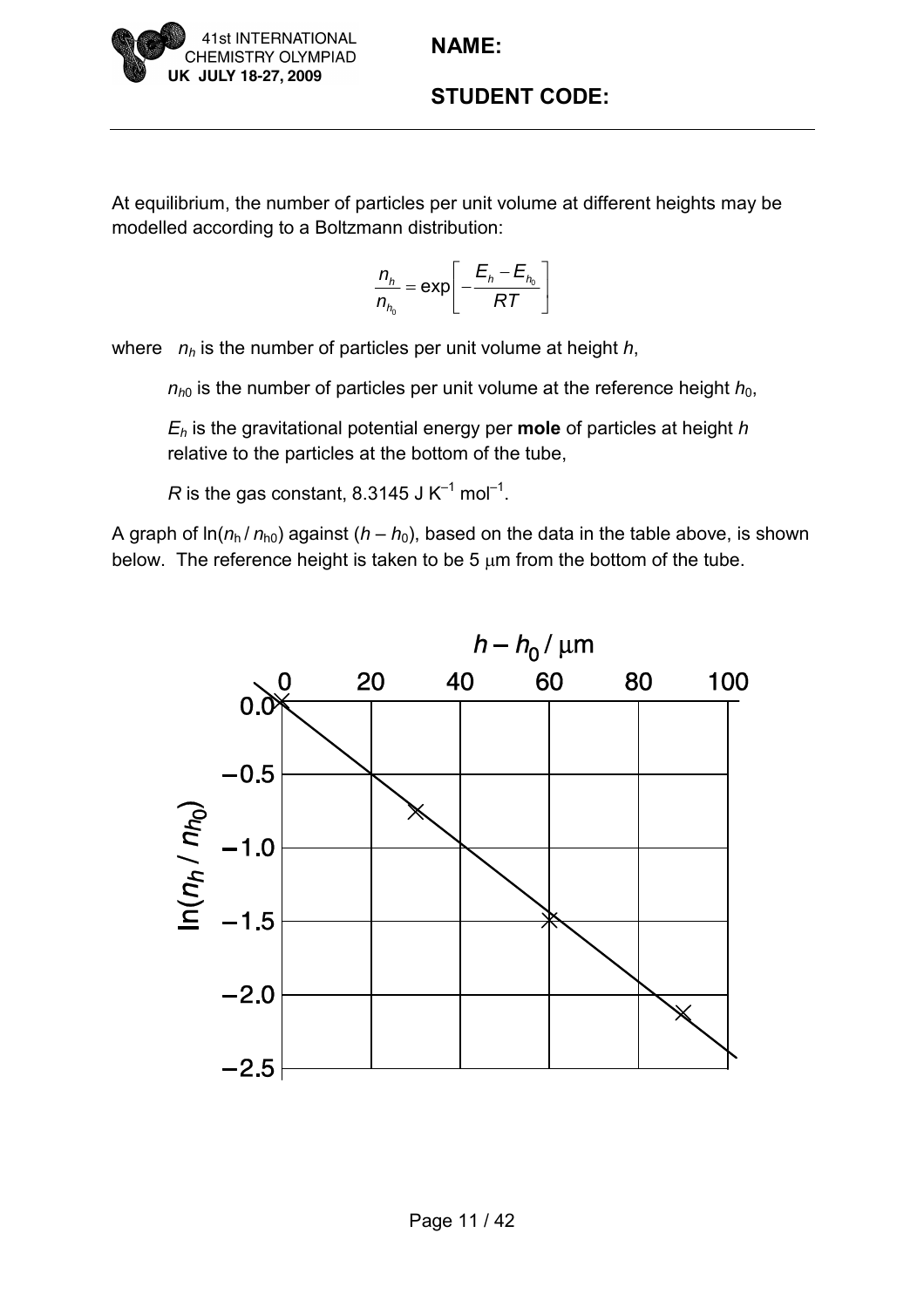At equilibrium, the number of particles per unit volume at different heights may be modelled according to a Boltzmann distribution:

$$\frac{n_h}{n_{h_0}} = \exp\left[-\frac{E_h - E_{h_0}}{RT}\right]$$

where $n_h$ is the number of particles per unit volume at height $h$,

$n_{h0}$ is the number of particles per unit volume at the reference height $h_0$,

$E_h$ is the gravitational potential energy per **mole** of particles at height $h$ relative to the particles at the bottom of the tube,

$R$ is the gas constant, 8.3145 J K$^{-1}$ mol$^{-1}$.

A graph of $\ln(n_h / n_{h0})$ against $(h - h_0)$, based on the data in the table above, is shown below. The reference height is taken to be 5 μm from the bottom of the tube.

$h - h_0$ / μm

$\ln(n_h / n_{h_0})$

0 20 40 60 80 100

0.0 −0.5 −1.0 −1.5 −2.0 −2.5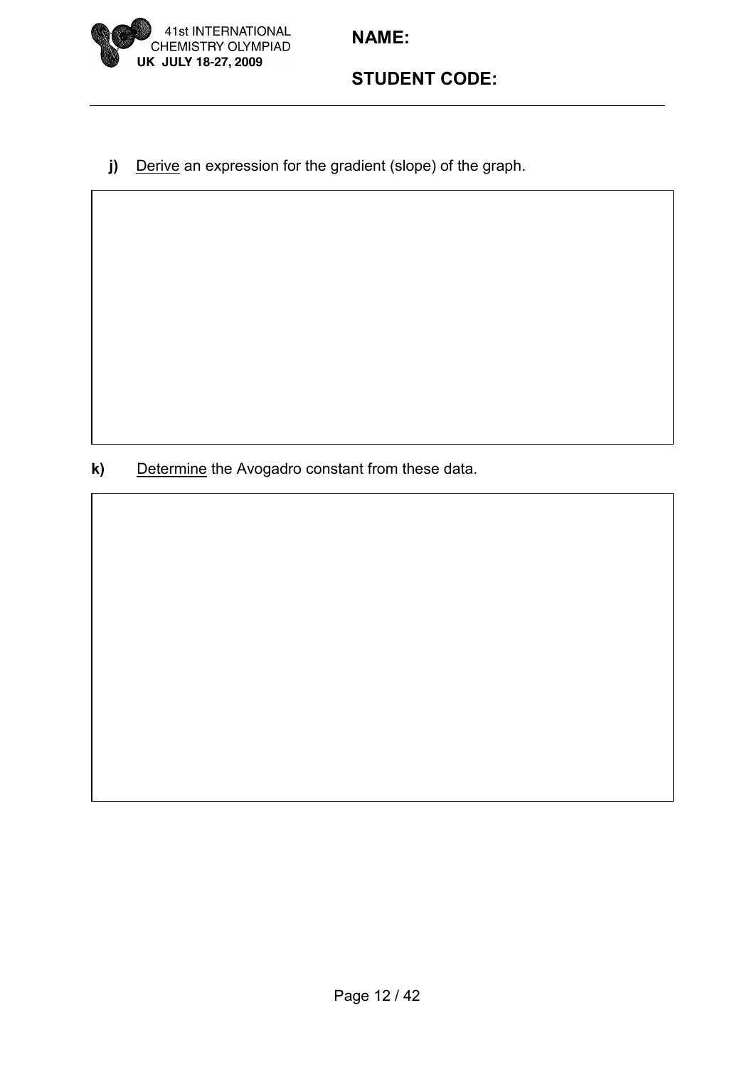**j)** Derive an expression for the gradient (slope) of the graph.

**k)** Determine the Avogadro constant from these data.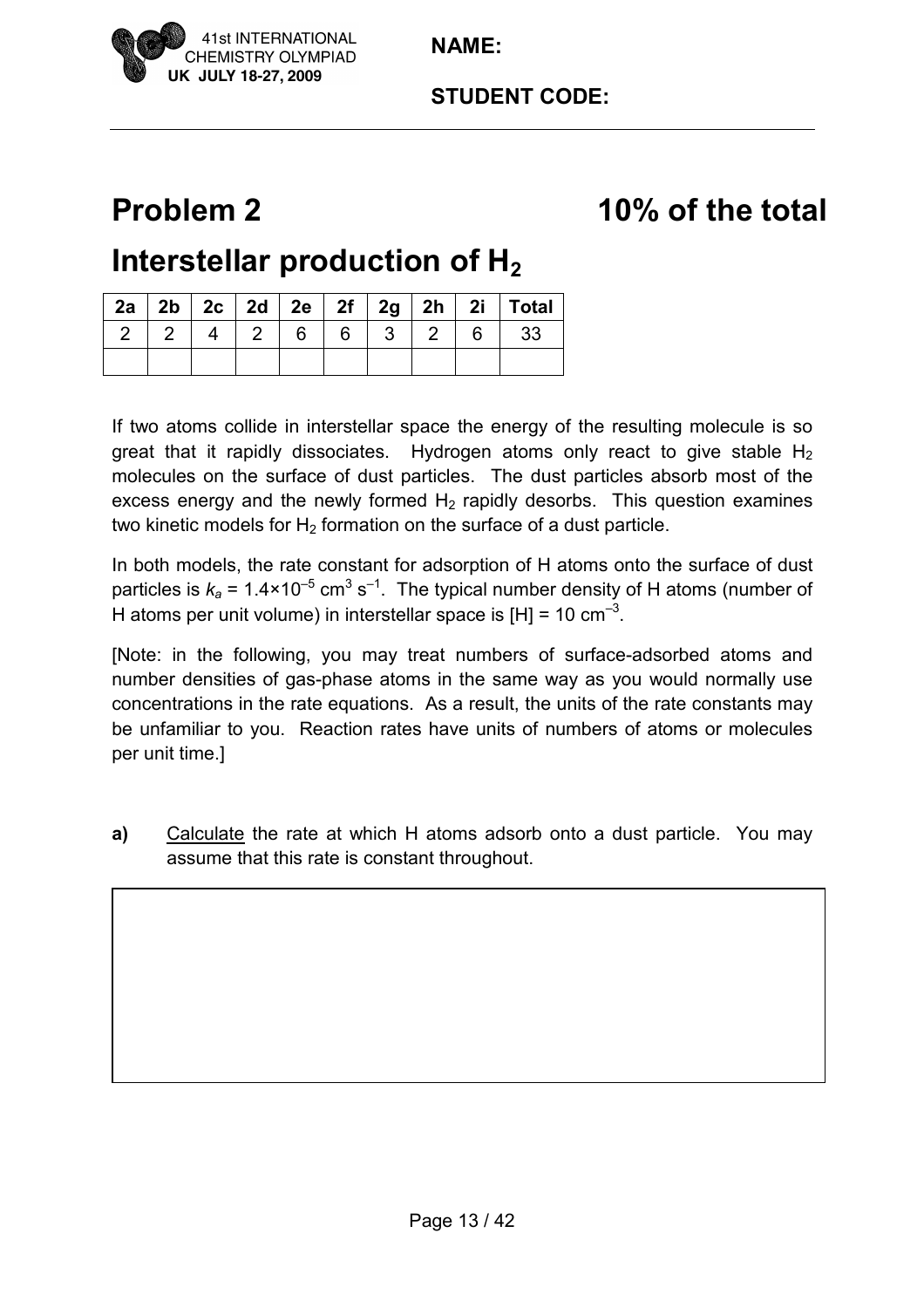NAME:

STUDENT CODE:

# Problem 2 — 10% of the total

# Interstellar production of $H_2$

| 2a | 2b | 2c | 2d | 2e | 2f | 2g | 2h | 2i | Total |
|---|---|---|---|---|---|---|---|---|---|
| 2 | 2 | 4 | 2 | 6 | 6 | 3 | 2 | 6 | 33 |
| | | | | | | | | | |

If two atoms collide in interstellar space the energy of the resulting molecule is so great that it rapidly dissociates. Hydrogen atoms only react to give stable $H_2$ molecules on the surface of dust particles. The dust particles absorb most of the excess energy and the newly formed $H_2$ rapidly desorbs. This question examines two kinetic models for $H_2$ formation on the surface of a dust particle.

In both models, the rate constant for adsorption of H atoms onto the surface of dust particles is $k_a = 1.4 \times 10^{-5}$ $cm^3$ $s^{-1}$. The typical number density of H atoms (number of H atoms per unit volume) in interstellar space is [H] = 10 $cm^{-3}$.

[Note: in the following, you may treat numbers of surface-adsorbed atoms and number densities of gas-phase atoms in the same way as you would normally use concentrations in the rate equations. As a result, the units of the rate constants may be unfamiliar to you. Reaction rates have units of numbers of atoms or molecules per unit time.]

**a)** Calculate the rate at which H atoms adsorb onto a dust particle. You may assume that this rate is constant throughout.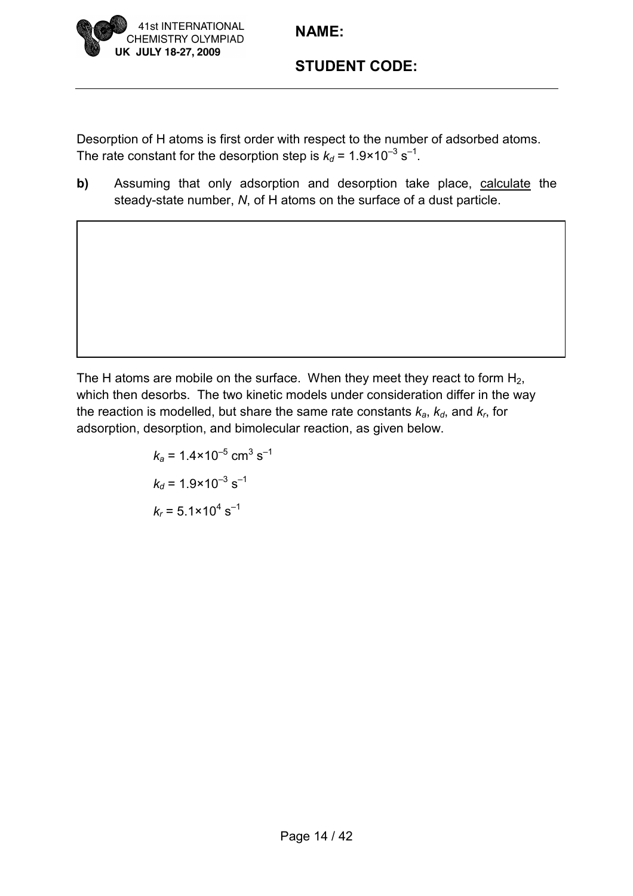Desorption of H atoms is first order with respect to the number of adsorbed atoms. The rate constant for the desorption step is $k_d = 1.9\times10^{-3}\ \text{s}^{-1}$.

**b)** Assuming that only adsorption and desorption take place, calculate the steady-state number, $N$, of H atoms on the surface of a dust particle.

The H atoms are mobile on the surface. When they meet they react to form $H_2$, which then desorbs. The two kinetic models under consideration differ in the way the reaction is modelled, but share the same rate constants $k_a$, $k_d$, and $k_r$, for adsorption, desorption, and bimolecular reaction, as given below.

$$k_a = 1.4\times10^{-5}\ \text{cm}^3\ \text{s}^{-1}$$

$$k_d = 1.9\times10^{-3}\ \text{s}^{-1}$$

$$k_r = 5.1\times10^{4}\ \text{s}^{-1}$$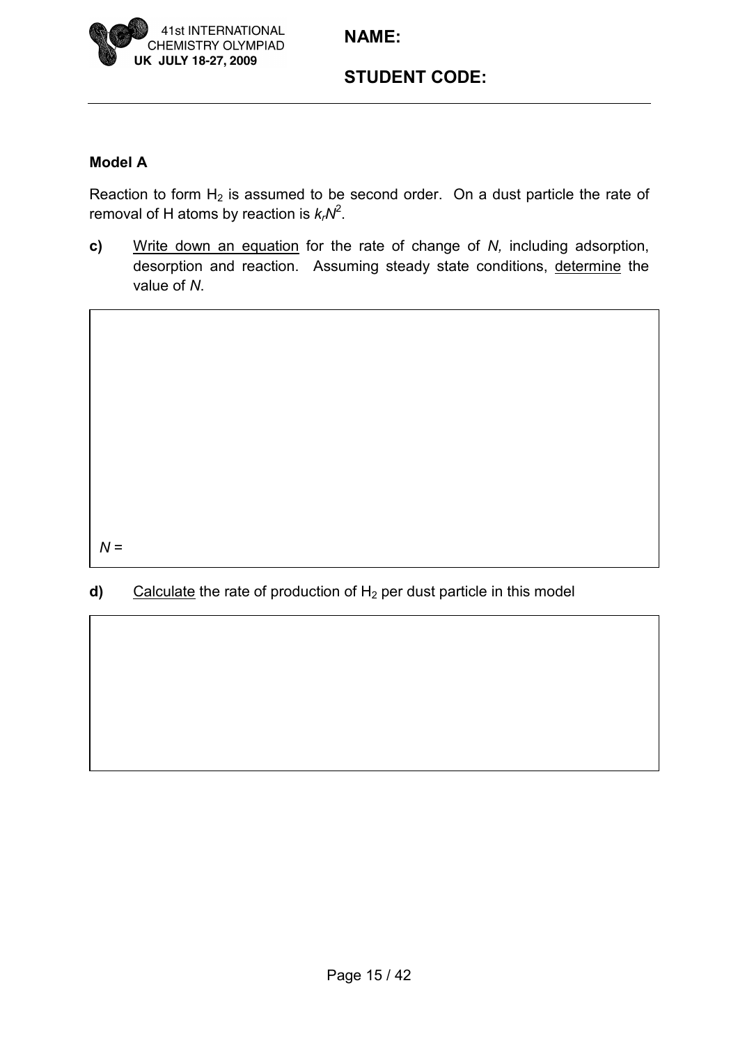**Model A**

Reaction to form $H_2$ is assumed to be second order. On a dust particle the rate of removal of H atoms by reaction is $k_rN^2$.

**c)** Write down an equation for the rate of change of $N$, including adsorption, desorption and reaction. Assuming steady state conditions, determine the value of $N$.

$N$ =

**d)** Calculate the rate of production of $H_2$ per dust particle in this model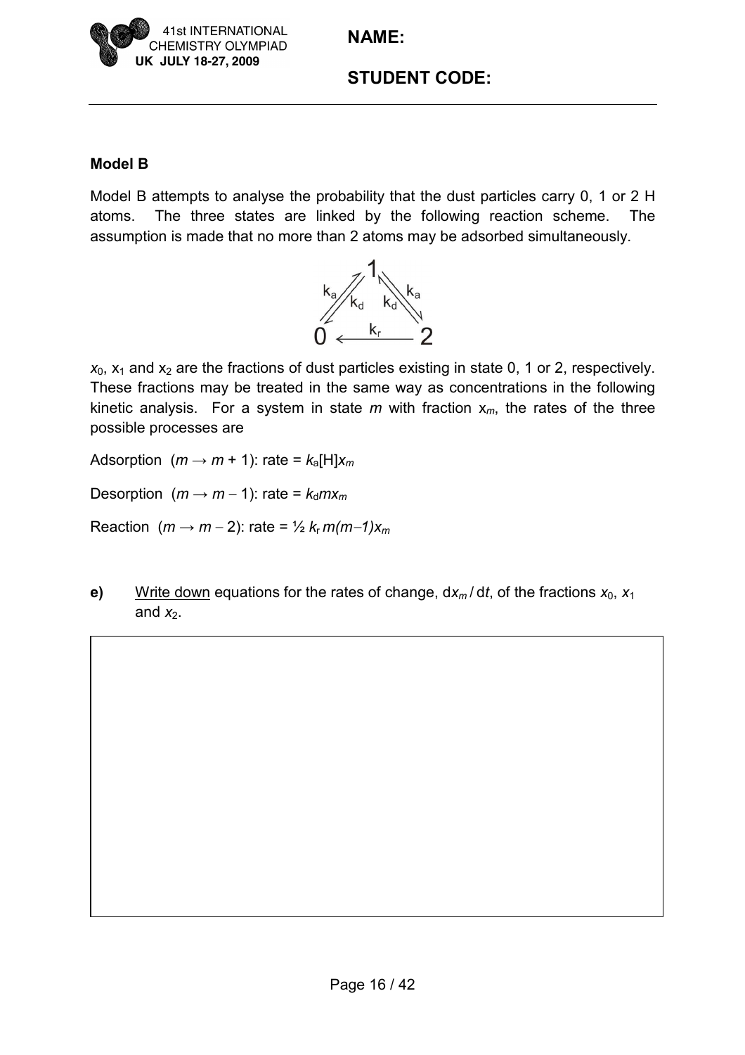**Model B**

Model B attempts to analyse the probability that the dust particles carry 0, 1 or 2 H atoms. The three states are linked by the following reaction scheme. The assumption is made that no more than 2 atoms may be adsorbed simultaneously.

$$0 \underset{k_d}{\overset{k_a}{\rightleftharpoons}} 1 \underset{k_d}{\overset{k_a}{\rightleftharpoons}} 2, \qquad 2 \xrightarrow{k_r} 0$$

$x_0$, $x_1$ and $x_2$ are the fractions of dust particles existing in state 0, 1 or 2, respectively. These fractions may be treated in the same way as concentrations in the following kinetic analysis. For a system in state $m$ with fraction $x_m$, the rates of the three possible processes are

Adsorption ($m \rightarrow m + 1$): rate = $k_a[H]x_m$

Desorption ($m \rightarrow m - 1$): rate = $k_d m x_m$

Reaction ($m \rightarrow m - 2$): rate = $\frac{1}{2} k_r m(m-1)x_m$

**e)** Write down equations for the rates of change, $dx_m / dt$, of the fractions $x_0$, $x_1$ and $x_2$.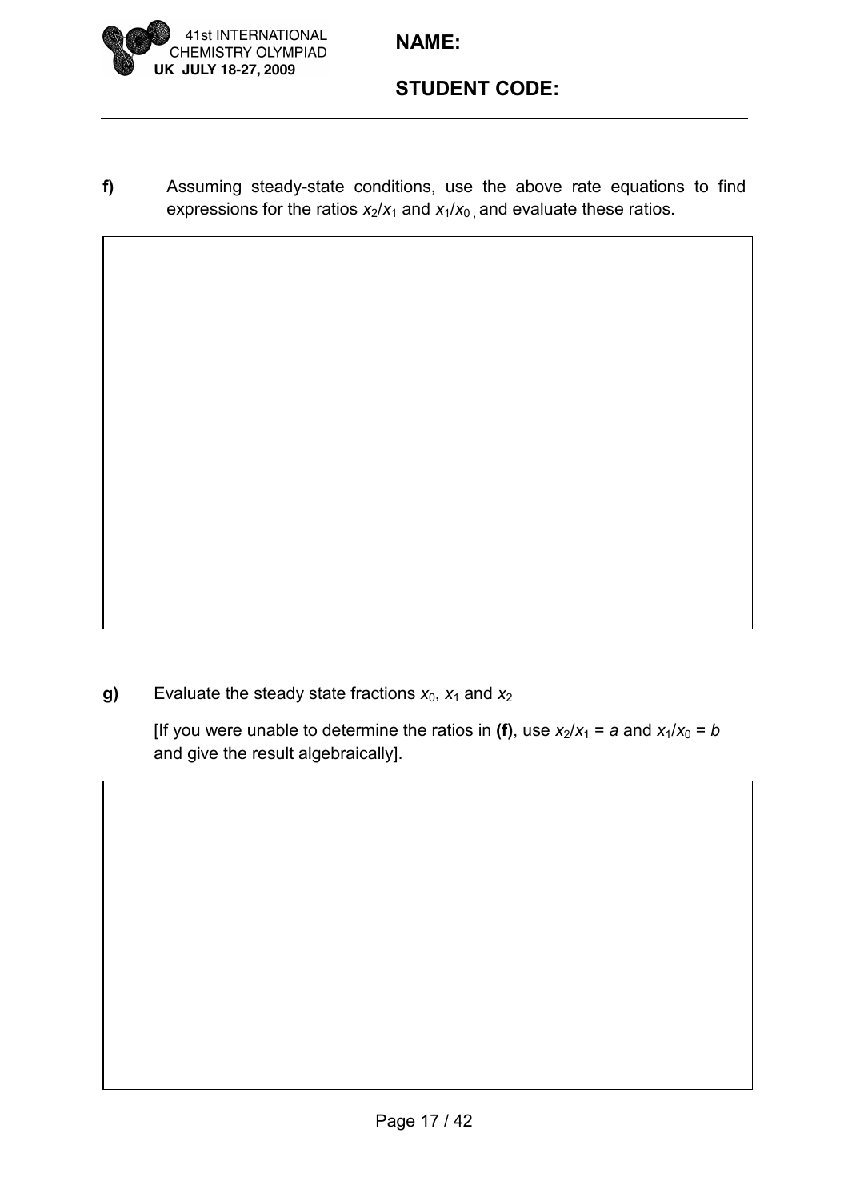**f)** Assuming steady-state conditions, use the above rate equations to find expressions for the ratios $x_2/x_1$ and $x_1/x_0$ , and evaluate these ratios.

**g)** Evaluate the steady state fractions $x_0$, $x_1$ and $x_2$

[If you were unable to determine the ratios in **(f)**, use $x_2/x_1 = a$ and $x_1/x_0 = b$ and give the result algebraically].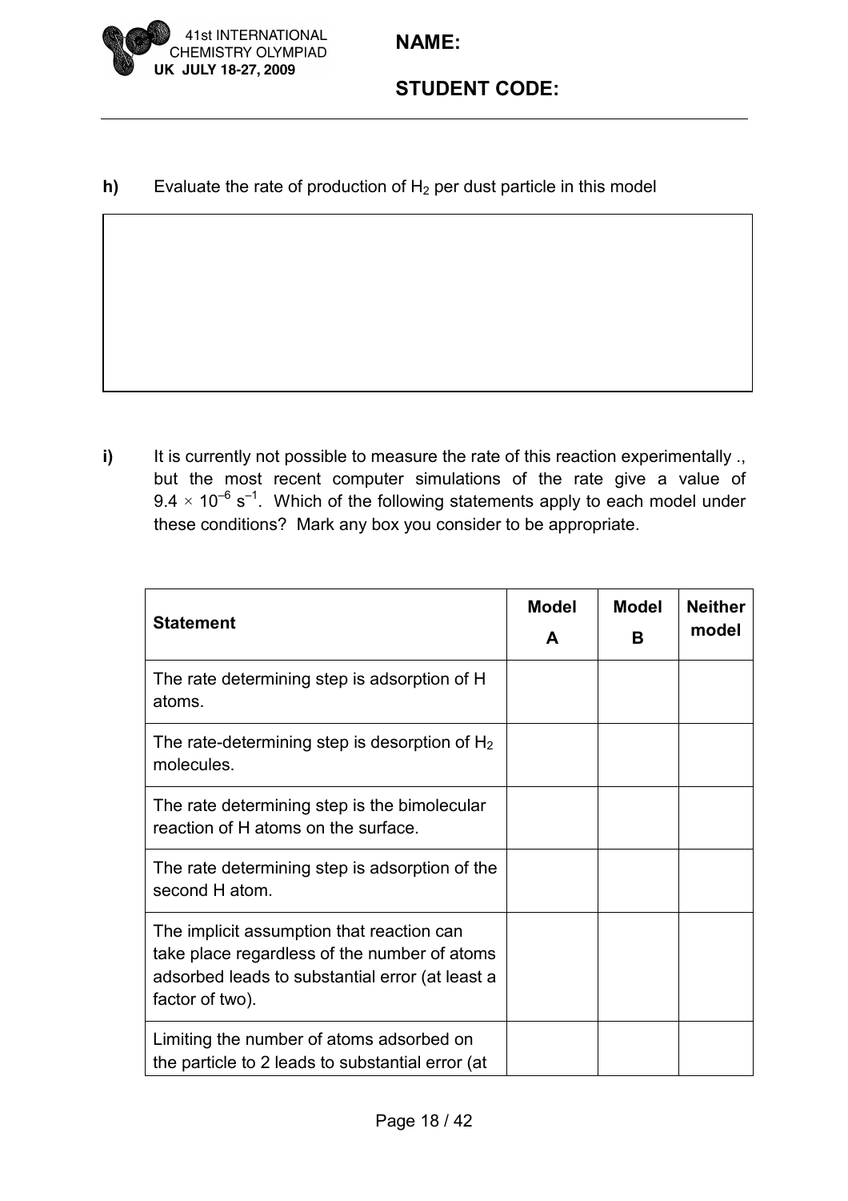**h)** Evaluate the rate of production of $H_2$ per dust particle in this model

**i)** It is currently not possible to measure the rate of this reaction experimentally ., but the most recent computer simulations of the rate give a value of $9.4 \times 10^{-6}$ s$^{-1}$. Which of the following statements apply to each model under these conditions? Mark any box you consider to be appropriate.

| Statement | Model A | Model B | Neither model |
|---|---|---|---|
| The rate determining step is adsorption of H atoms. | | | |
| The rate-determining step is desorption of $H_2$ molecules. | | | |
| The rate determining step is the bimolecular reaction of H atoms on the surface. | | | |
| The rate determining step is adsorption of the second H atom. | | | |
| The implicit assumption that reaction can take place regardless of the number of atoms adsorbed leads to substantial error (at least a factor of two). | | | |
| Limiting the number of atoms adsorbed on the particle to 2 leads to substantial error (at | | | |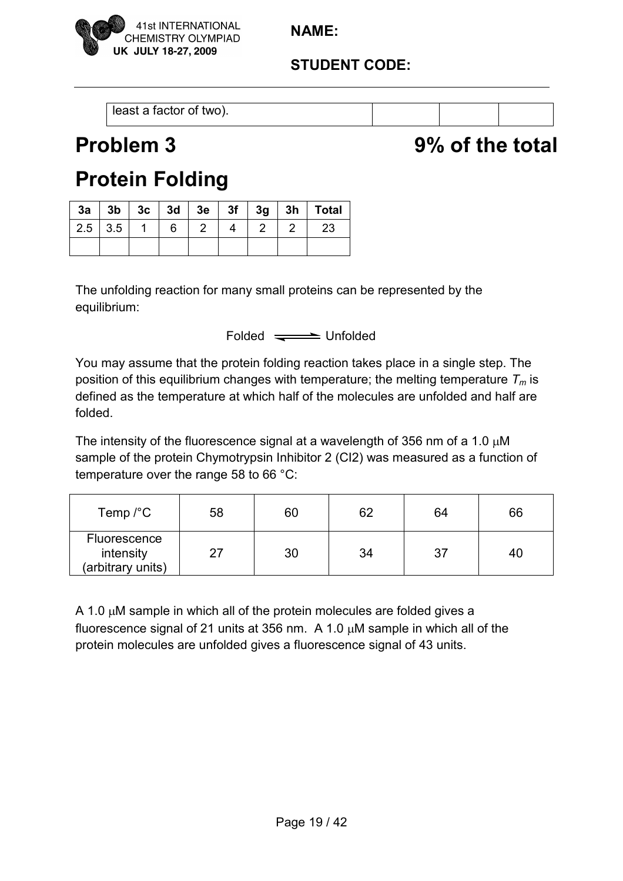| least a factor of two). | | | |
|---|---|---|---|

# Problem 3 — 9% of the total

# Protein Folding

| 3a | 3b | 3c | 3d | 3e | 3f | 3g | 3h | Total |
|---|---|---|---|---|---|---|---|---|
| 2.5 | 3.5 | 1 | 6 | 2 | 4 | 2 | 2 | 23 |
| | | | | | | | | |

The unfolding reaction for many small proteins can be represented by the equilibrium:

$$\text{Folded} \rightleftharpoons \text{Unfolded}$$

You may assume that the protein folding reaction takes place in a single step. The position of this equilibrium changes with temperature; the melting temperature $T_m$ is defined as the temperature at which half of the molecules are unfolded and half are folded.

The intensity of the fluorescence signal at a wavelength of 356 nm of a 1.0 μM sample of the protein Chymotrypsin Inhibitor 2 (CI2) was measured as a function of temperature over the range 58 to 66 °C:

| Temp /°C | 58 | 60 | 62 | 64 | 66 |
|---|---|---|---|---|---|
| Fluorescence intensity (arbitrary units) | 27 | 30 | 34 | 37 | 40 |

A 1.0 μM sample in which all of the protein molecules are folded gives a fluorescence signal of 21 units at 356 nm. A 1.0 μM sample in which all of the protein molecules are unfolded gives a fluorescence signal of 43 units.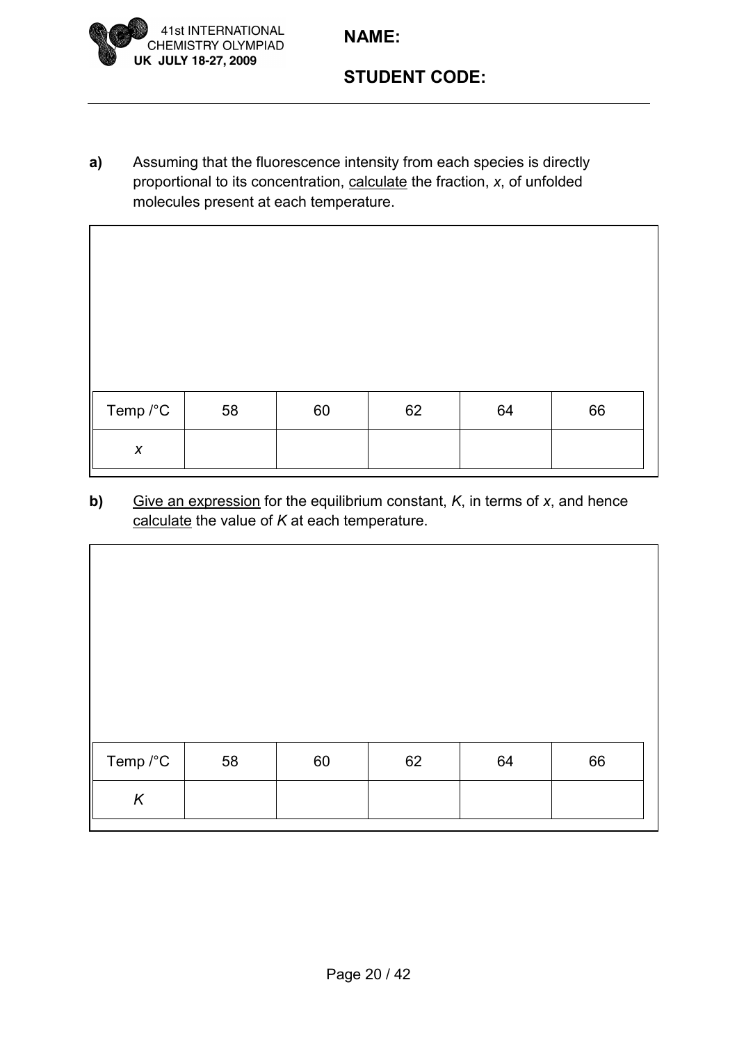**a)** Assuming that the fluorescence intensity from each species is directly proportional to its concentration, calculate the fraction, $x$, of unfolded molecules present at each temperature.

| Temp /°C | 58 | 60 | 62 | 64 | 66 |
|---|---|---|---|---|---|
| $x$ | | | | | |

**b)** Give an expression for the equilibrium constant, $K$, in terms of $x$, and hence calculate the value of $K$ at each temperature.

| Temp /°C | 58 | 60 | 62 | 64 | 66 |
|---|---|---|---|---|---|
| $K$ | | | | | |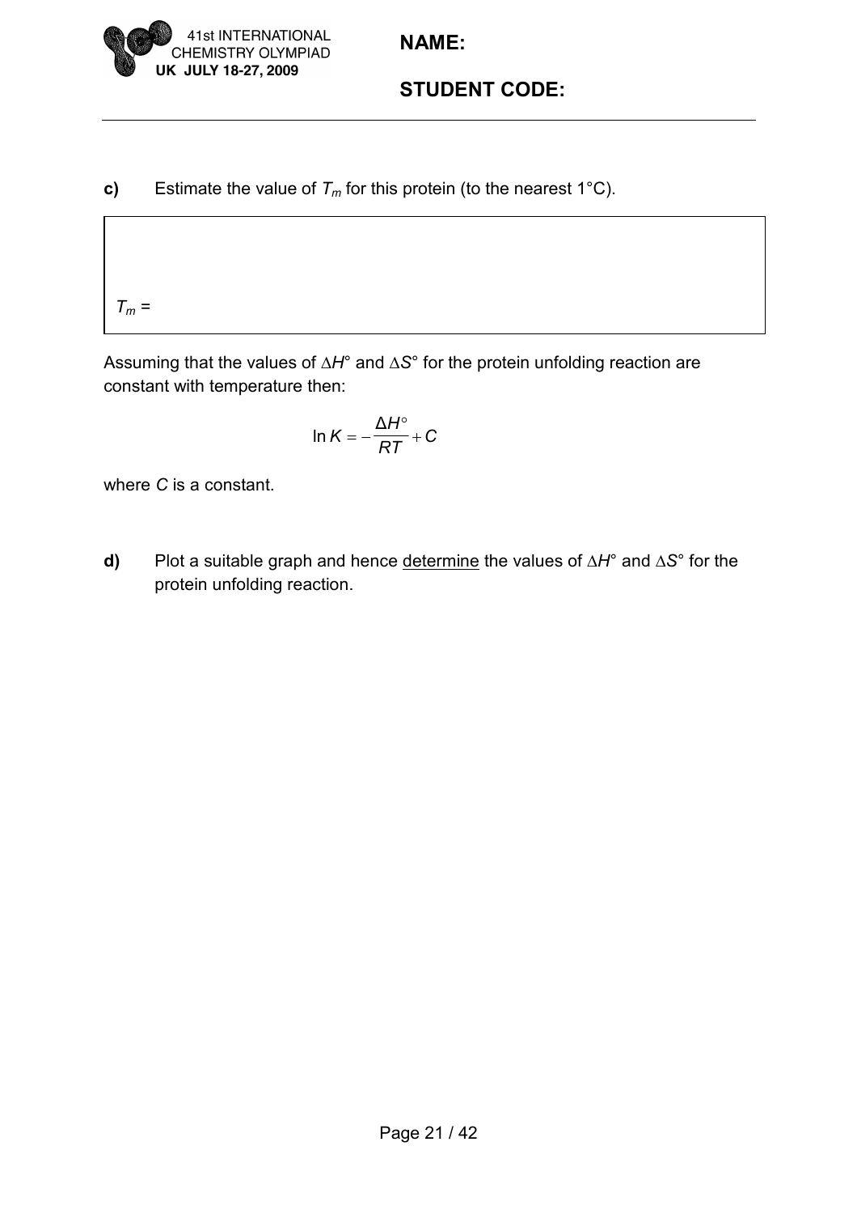**c)** Estimate the value of $T_m$ for this protein (to the nearest 1°C).

$T_m$ =

Assuming that the values of $\Delta H°$ and $\Delta S°$ for the protein unfolding reaction are constant with temperature then:

$$\ln K = -\frac{\Delta H^\circ}{RT} + C$$

where $C$ is a constant.

**d)** Plot a suitable graph and hence <u>determine</u> the values of $\Delta H°$ and $\Delta S°$ for the protein unfolding reaction.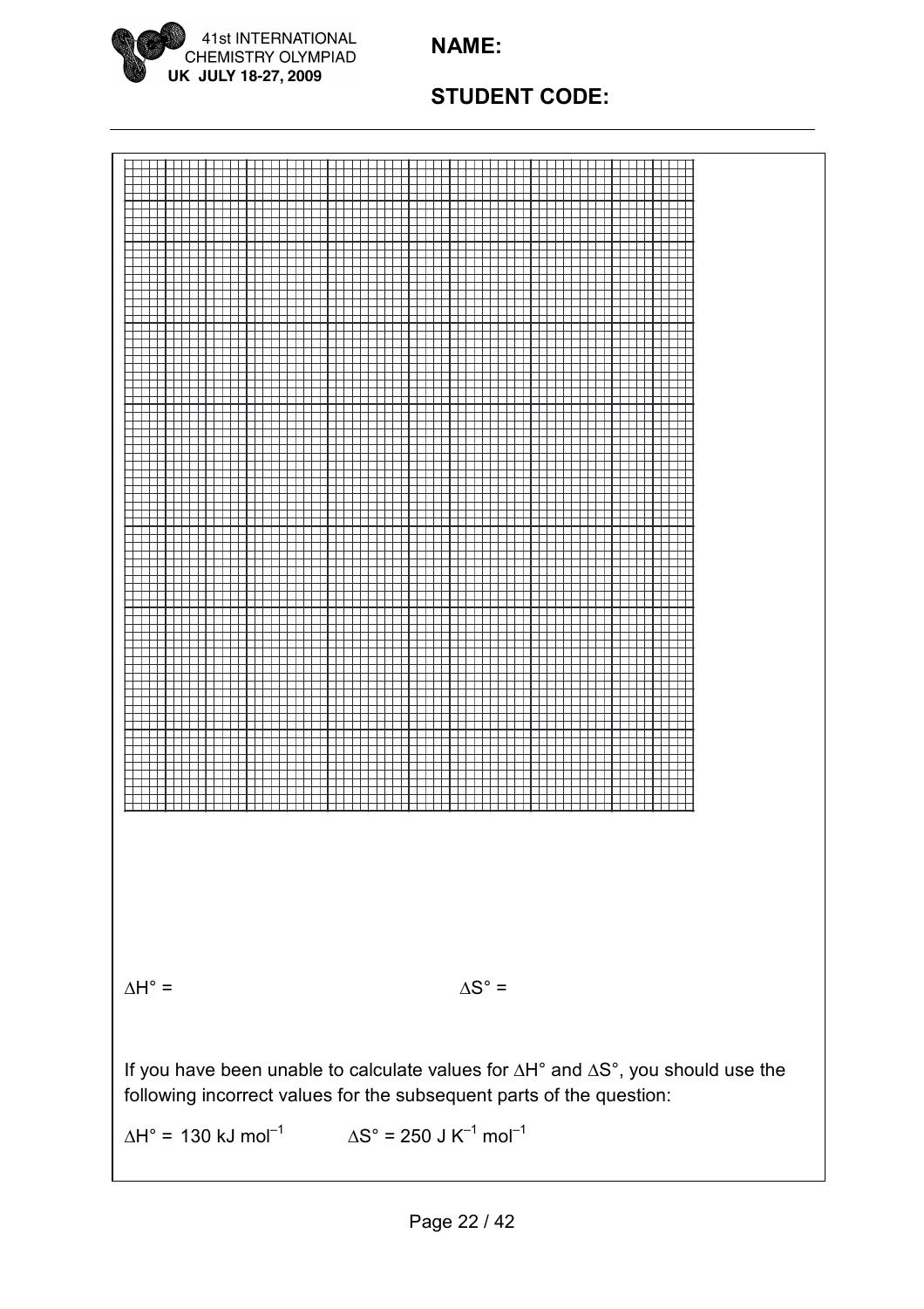$\Delta H°$ =

$\Delta S°$ =

If you have been unable to calculate values for $\Delta H°$ and $\Delta S°$, you should use the following incorrect values for the subsequent parts of the question:

$\Delta H°$ = 130 kJ mol$^{-1}$ $\Delta S°$ = 250 J K$^{-1}$ mol$^{-1}$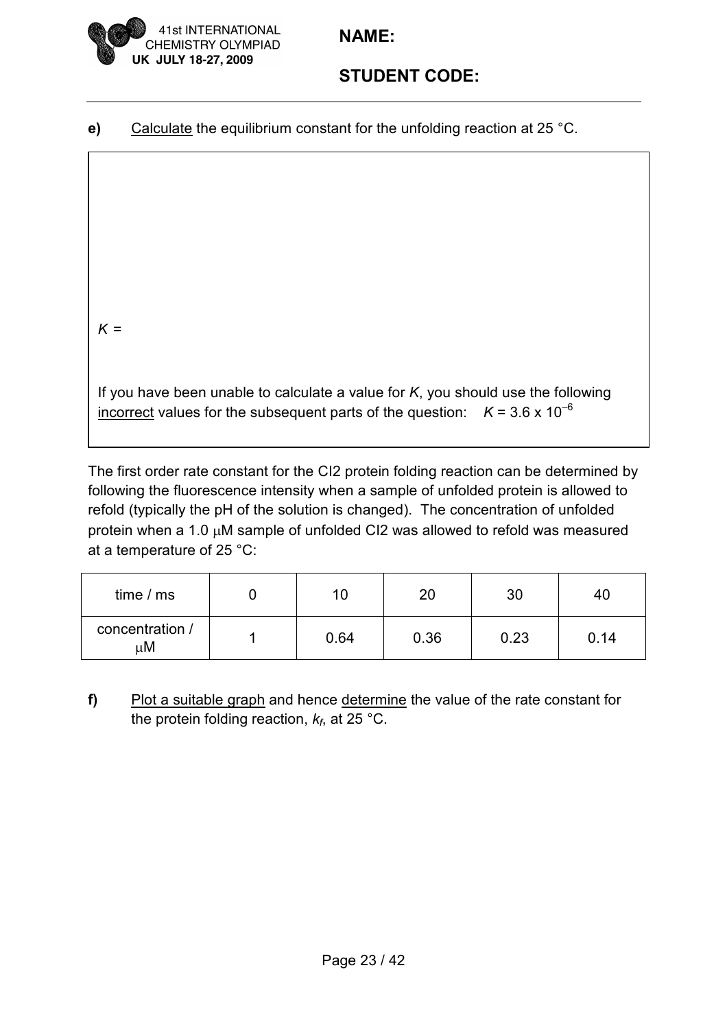**e)** Calculate the equilibrium constant for the unfolding reaction at 25 °C.

$K$ =

If you have been unable to calculate a value for $K$, you should use the following incorrect values for the subsequent parts of the question: $K = 3.6 \times 10^{-6}$

The first order rate constant for the CI2 protein folding reaction can be determined by following the fluorescence intensity when a sample of unfolded protein is allowed to refold (typically the pH of the solution is changed). The concentration of unfolded protein when a 1.0 μM sample of unfolded CI2 was allowed to refold was measured at a temperature of 25 °C:

| time / ms | 0 | 10 | 20 | 30 | 40 |
|---|---|---|---|---|---|
| concentration / μM | 1 | 0.64 | 0.36 | 0.23 | 0.14 |

**f)** Plot a suitable graph and hence determine the value of the rate constant for the protein folding reaction, $k_f$, at 25 °C.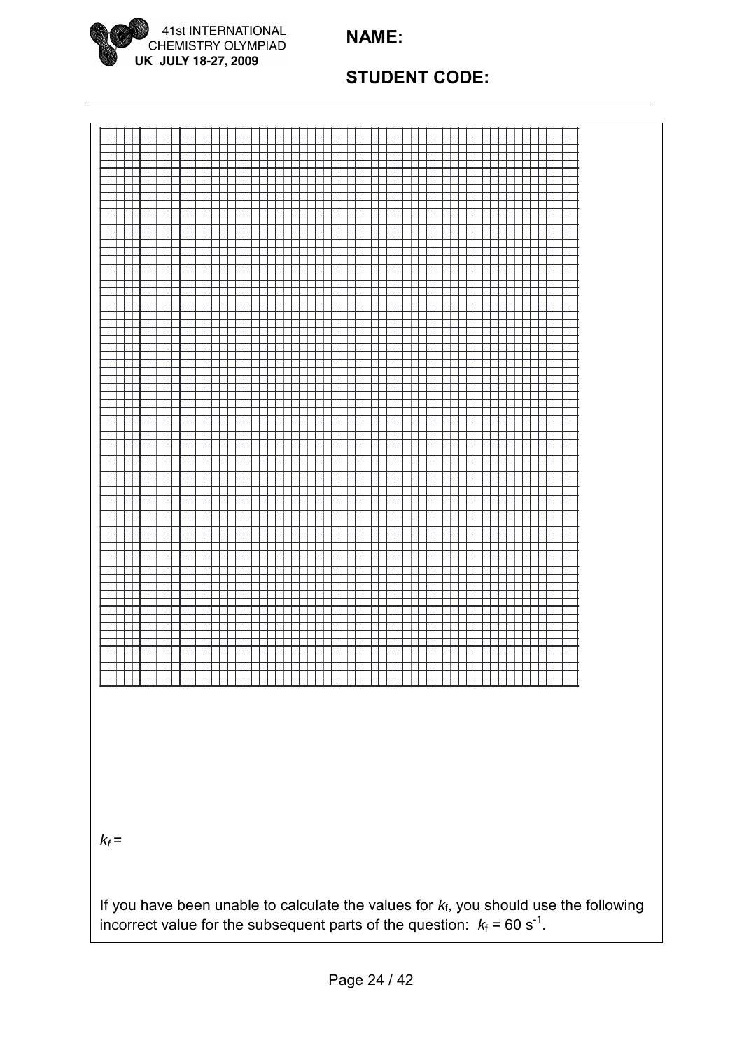$k_f$ =

If you have been unable to calculate the values for $k_f$, you should use the following incorrect value for the subsequent parts of the question: $k_f$ = 60 $s^{-1}$.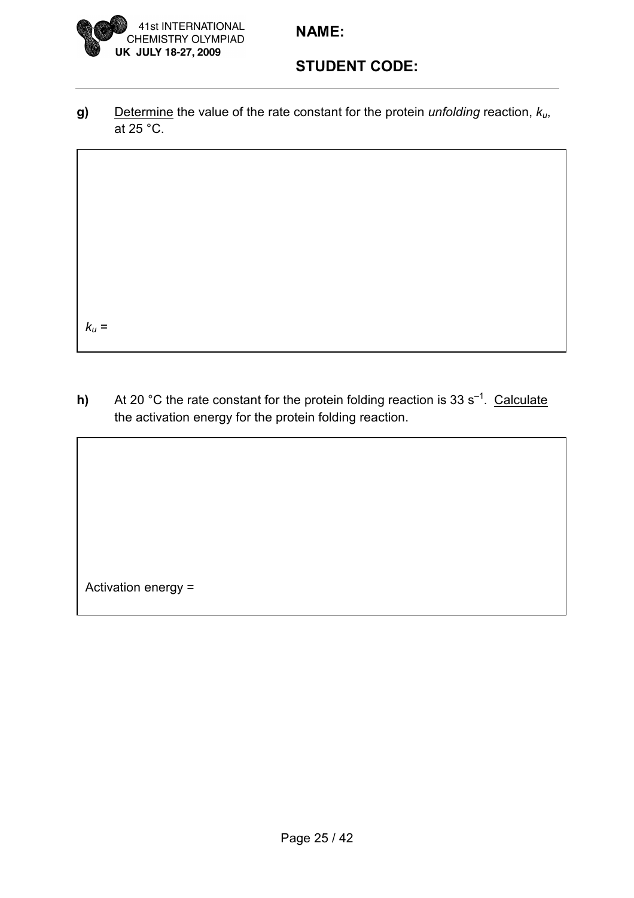**NAME:**

**STUDENT CODE:**

**g)** Determine the value of the rate constant for the protein *unfolding* reaction, $k_u$, at 25 °C.

$k_u$ =

**h)** At 20 °C the rate constant for the protein folding reaction is 33 $s^{-1}$. Calculate the activation energy for the protein folding reaction.

Activation energy =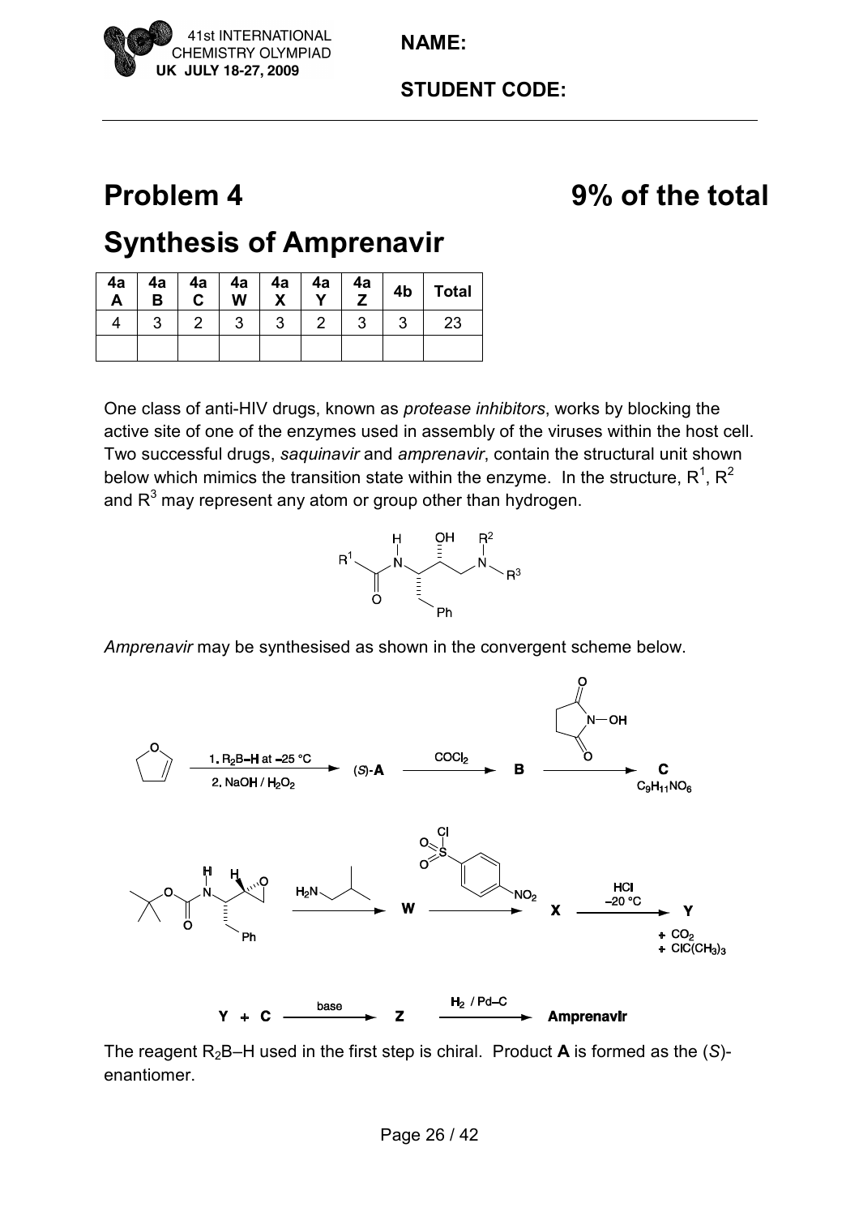# Problem 4

# 9% of the total

# Synthesis of Amprenavir

| 4a A | 4a B | 4a C | 4a W | 4a X | 4a Y | 4a Z | 4b | Total |
|---|---|---|---|---|---|---|---|---|
| 4 | 3 | 2 | 3 | 3 | 2 | 3 | 3 | 23 |
| | | | | | | | | |

One class of anti-HIV drugs, known as *protease inhibitors*, works by blocking the active site of one of the enzymes used in assembly of the viruses within the host cell. Two successful drugs, *saquinavir* and *amprenavir*, contain the structural unit shown below which mimics the transition state within the enzyme. In the structure, $R^1$, $R^2$ and $R^3$ may represent any atom or group other than hydrogen.

*Amprenavir* may be synthesised as shown in the convergent scheme below.

2,3-dihydrofuran → (1. $R_2B$–H at –25 °C; 2. NaOH / $H_2O_2$) → (*S*)-**A** → ($COCl_2$) → **B** → (N-hydroxysuccinimide) → **C** ($C_9H_{11}NO_6$)

Boc-protected amino epoxide → ($H_2N$–isobutyl) → **W** → (4-nitrobenzenesulfonyl chloride) → **X** → (HCl, –20 °C) → **Y** + $CO_2$ + $ClC(CH_3)_3$

**Y** + **C** → (base) → **Z** → ($H_2$ / Pd–C) → **Amprenavir**

The reagent $R_2B$–H used in the first step is chiral. Product **A** is formed as the (*S*)-enantiomer.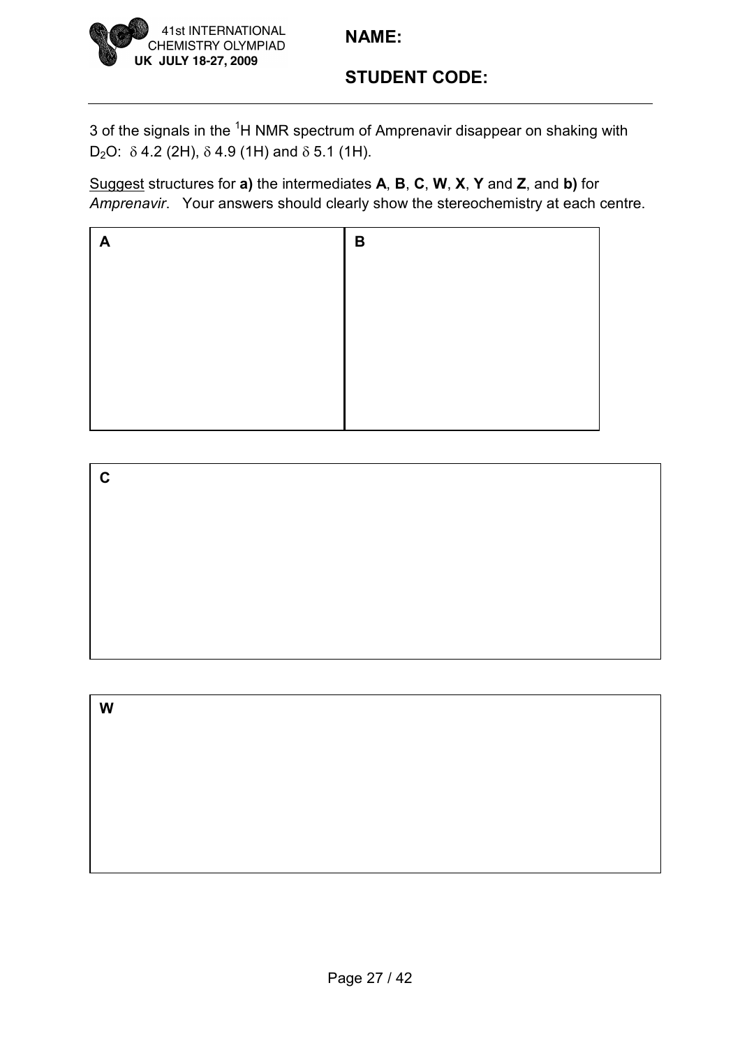3 of the signals in the $^1H$ NMR spectrum of Amprenavir disappear on shaking with $D_2O$: $\delta$ 4.2 (2H), $\delta$ 4.9 (1H) and $\delta$ 5.1 (1H).

Suggest structures for **a)** the intermediates **A**, **B**, **C**, **W**, **X**, **Y** and **Z**, and **b)** for *Amprenavir*. Your answers should clearly show the stereochemistry at each centre.

| **A** | **B** |
|---|---|
| | |

| **C** |
|---|
| |

| **W** |
|---|
| |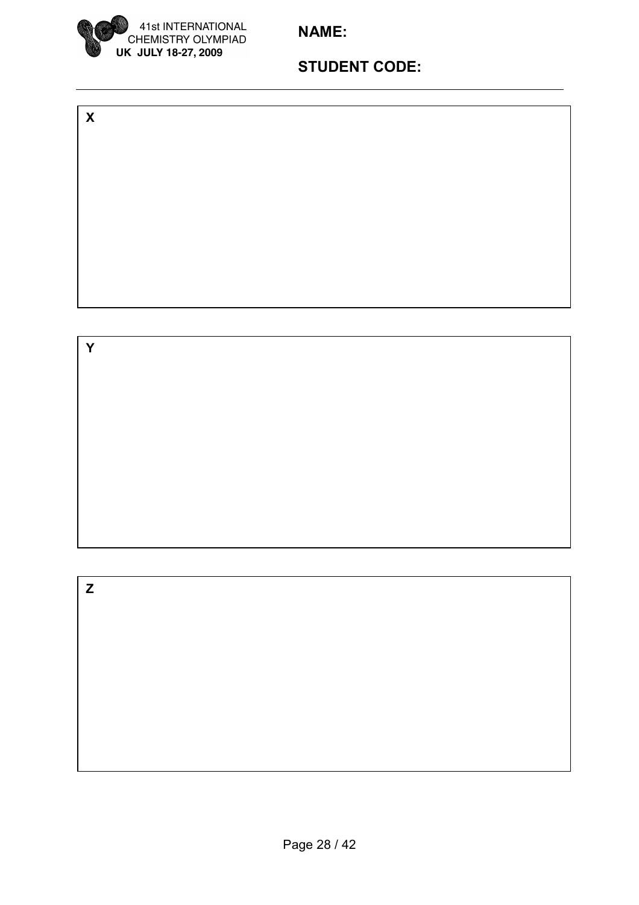NAME:

STUDENT CODE:

**X**

**Y**

**Z**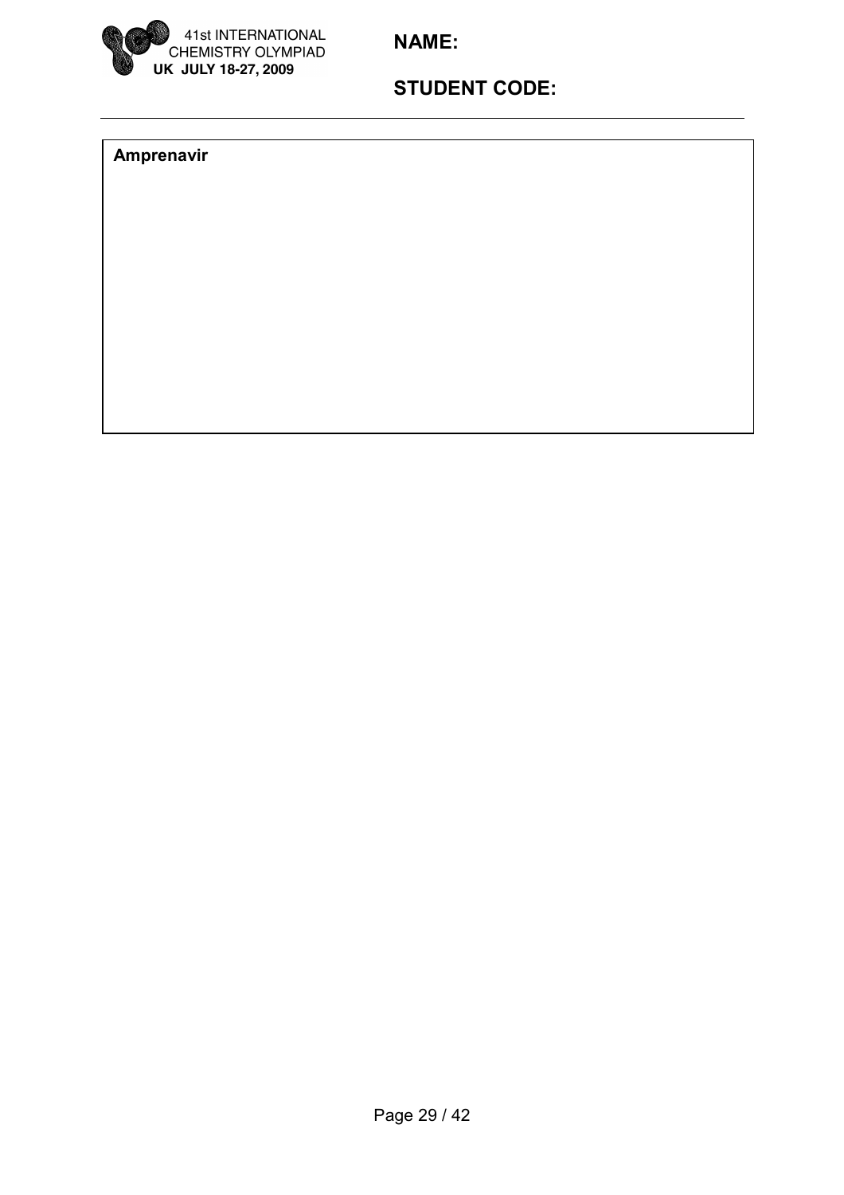**NAME:**

**STUDENT CODE:**

**Amprenavir**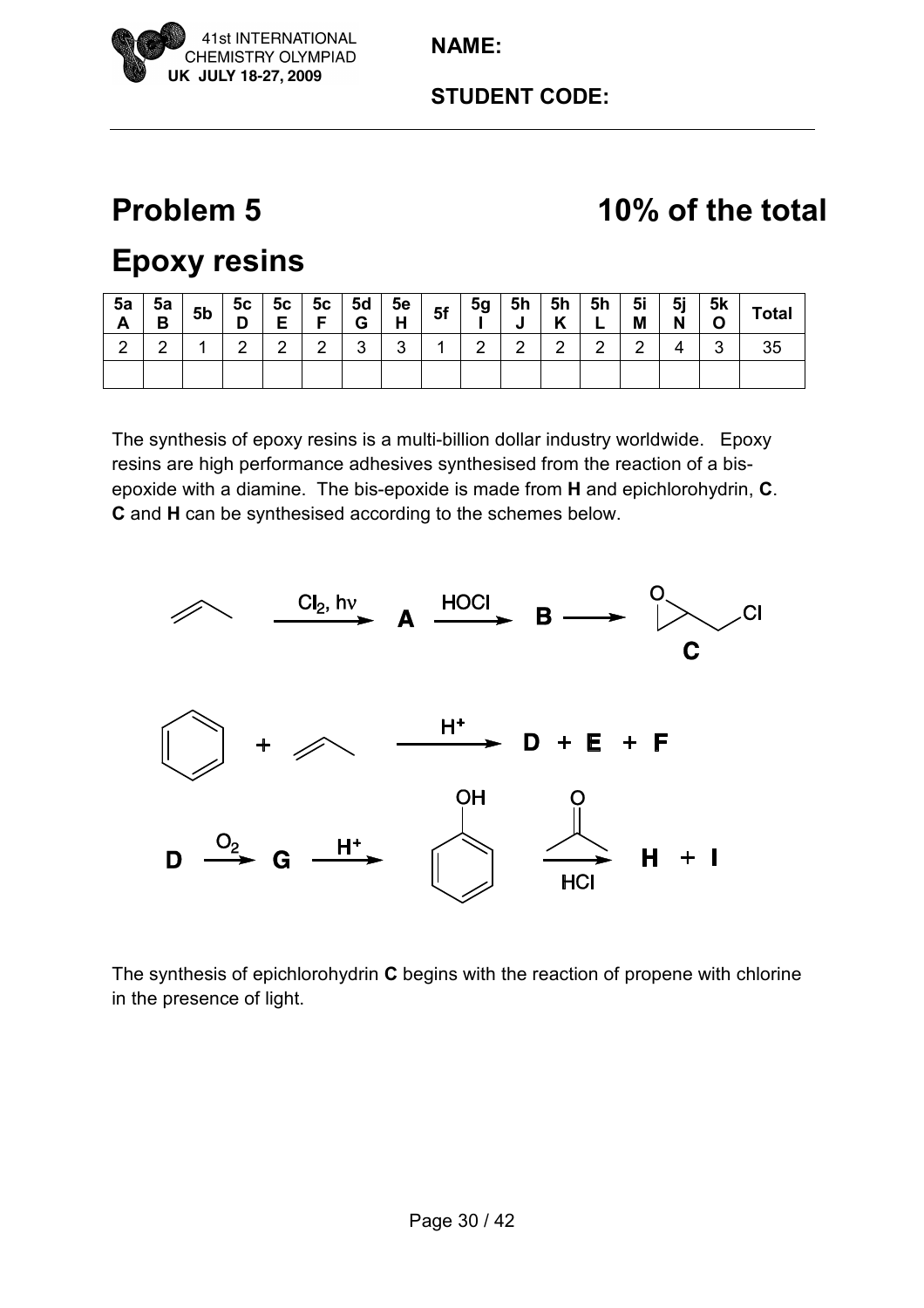NAME:

STUDENT CODE:

# Problem 5

# 10% of the total

# Epoxy resins

| 5a A | 5a B | 5b | 5c D | 5c E | 5c F | 5d G | 5e H | 5f | 5g I | 5h J | 5h K | 5h L | 5i M | 5j N | 5k O | Total |
|---|---|---|---|---|---|---|---|---|---|---|---|---|---|---|---|---|
| 2 | 2 | 1 | 2 | 2 | 2 | 3 | 3 | 1 | 2 | 2 | 2 | 2 | 2 | 4 | 3 | 35 |
| | | | | | | | | | | | | | | | | |

The synthesis of epoxy resins is a multi-billion dollar industry worldwide. Epoxy resins are high performance adhesives synthesised from the reaction of a bis-epoxide with a diamine. The bis-epoxide is made from **H** and epichlorohydrin, **C**. **C** and **H** can be synthesised according to the schemes below.

propene $\xrightarrow{Cl_2,\ h\nu}$ **A** $\xrightarrow{HOCl}$ **B** $\longrightarrow$ epichlorohydrin **C**

benzene + propene $\xrightarrow{H^+}$ **D** + **E** + **F**

**D** $\xrightarrow{O_2}$ **G** $\xrightarrow{H^+}$ phenol $\xrightarrow[HCl]{\text{acetone}}$ **H** + **I**

The synthesis of epichlorohydrin **C** begins with the reaction of propene with chlorine in the presence of light.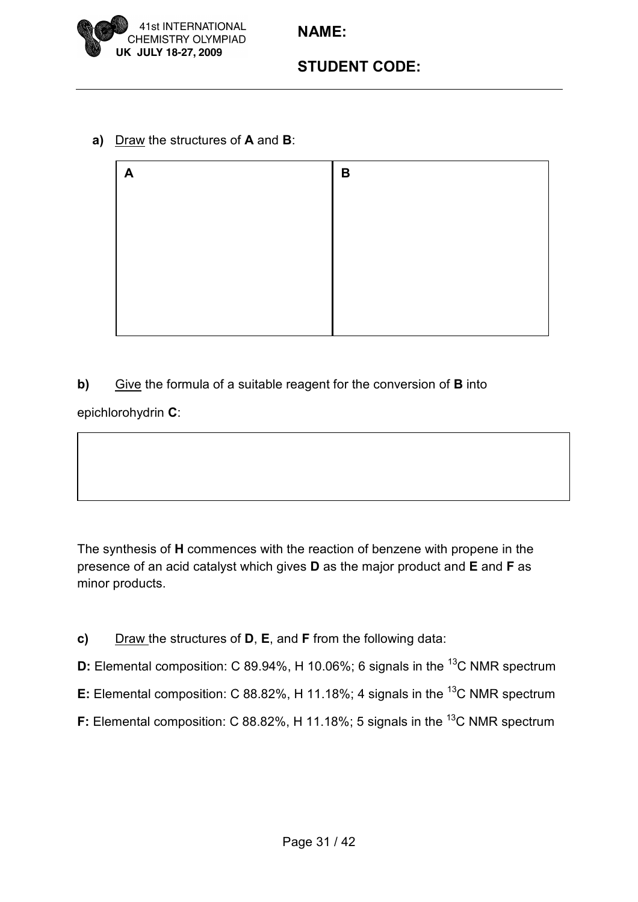**a)** Draw the structures of **A** and **B**:

| A | B |
| --- | --- |
| | |

**b)** Give the formula of a suitable reagent for the conversion of **B** into epichlorohydrin **C**:

| |
| --- |
| |

The synthesis of **H** commences with the reaction of benzene with propene in the presence of an acid catalyst which gives **D** as the major product and **E** and **F** as minor products.

**c)** Draw the structures of **D**, **E**, and **F** from the following data:

**D:** Elemental composition: C 89.94%, H 10.06%; 6 signals in the $^{13}$C NMR spectrum

**E:** Elemental composition: C 88.82%, H 11.18%; 4 signals in the $^{13}$C NMR spectrum

**F:** Elemental composition: C 88.82%, H 11.18%; 5 signals in the $^{13}$C NMR spectrum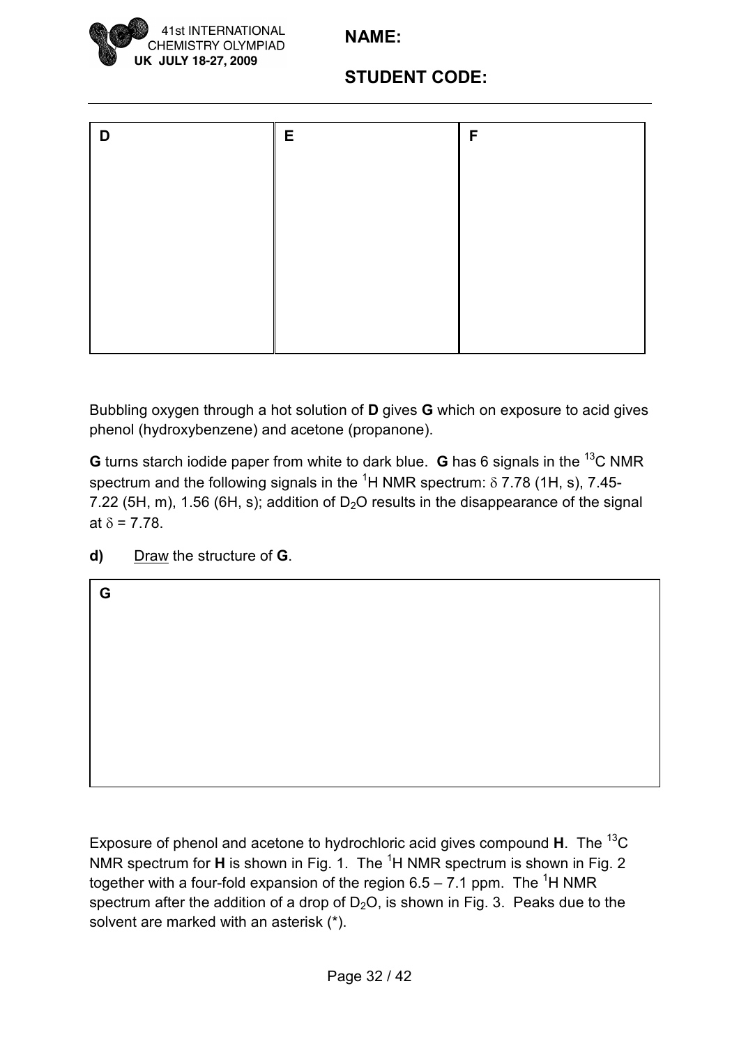| D | E | F |
| --- | --- | --- |
| | | |

Bubbling oxygen through a hot solution of **D** gives **G** which on exposure to acid gives phenol (hydroxybenzene) and acetone (propanone).

**G** turns starch iodide paper from white to dark blue. **G** has 6 signals in the $^{13}C$ NMR spectrum and the following signals in the $^{1}H$ NMR spectrum: $\delta$ 7.78 (1H, s), 7.45-7.22 (5H, m), 1.56 (6H, s); addition of $D_2O$ results in the disappearance of the signal at $\delta$ = 7.78.

**d)** Draw the structure of **G**.

| G |
| --- |
| |

Exposure of phenol and acetone to hydrochloric acid gives compound **H**. The $^{13}C$ NMR spectrum for **H** is shown in Fig. 1. The $^{1}H$ NMR spectrum is shown in Fig. 2 together with a four-fold expansion of the region 6.5 – 7.1 ppm. The $^{1}H$ NMR spectrum after the addition of a drop of $D_2O$, is shown in Fig. 3. Peaks due to the solvent are marked with an asterisk (*).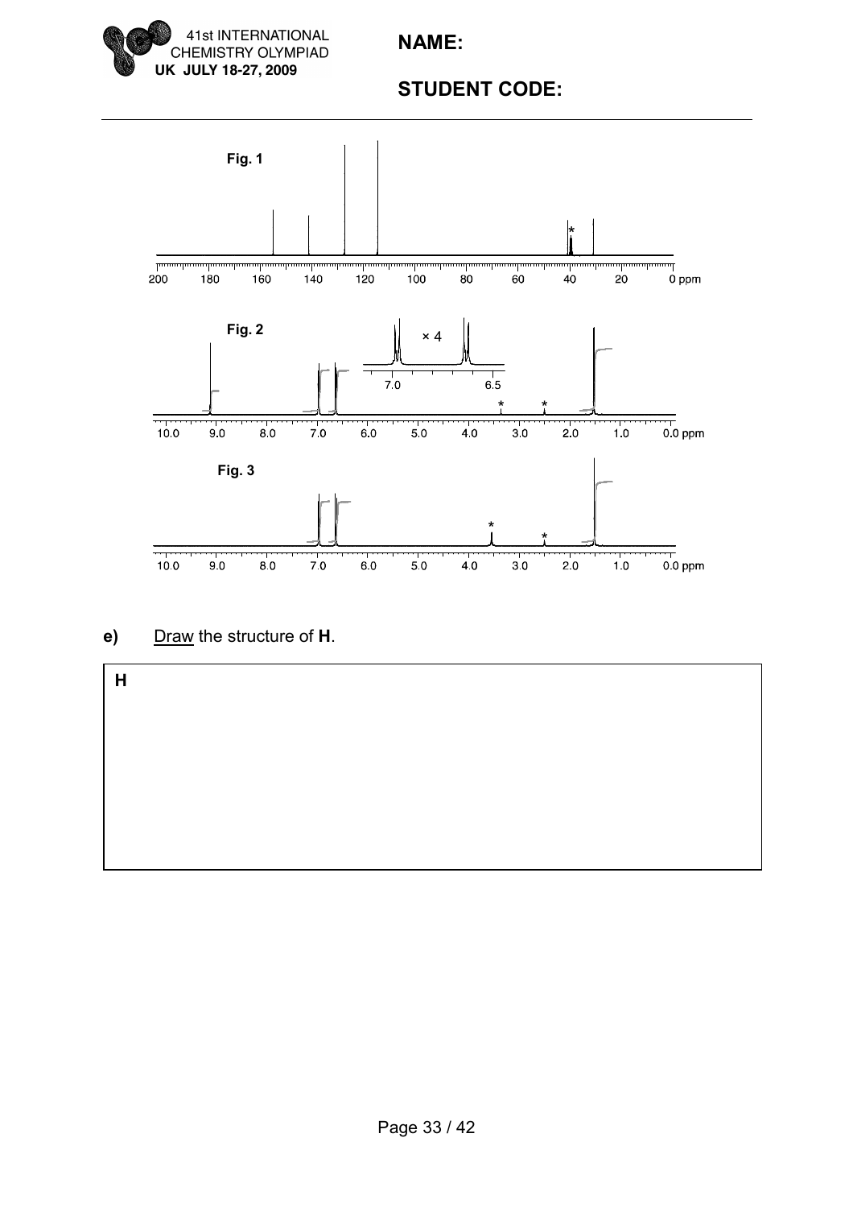Fig. 1

Fig. 2

Fig. 3

**e)** Draw the structure of **H**.

| H |
|---|
| |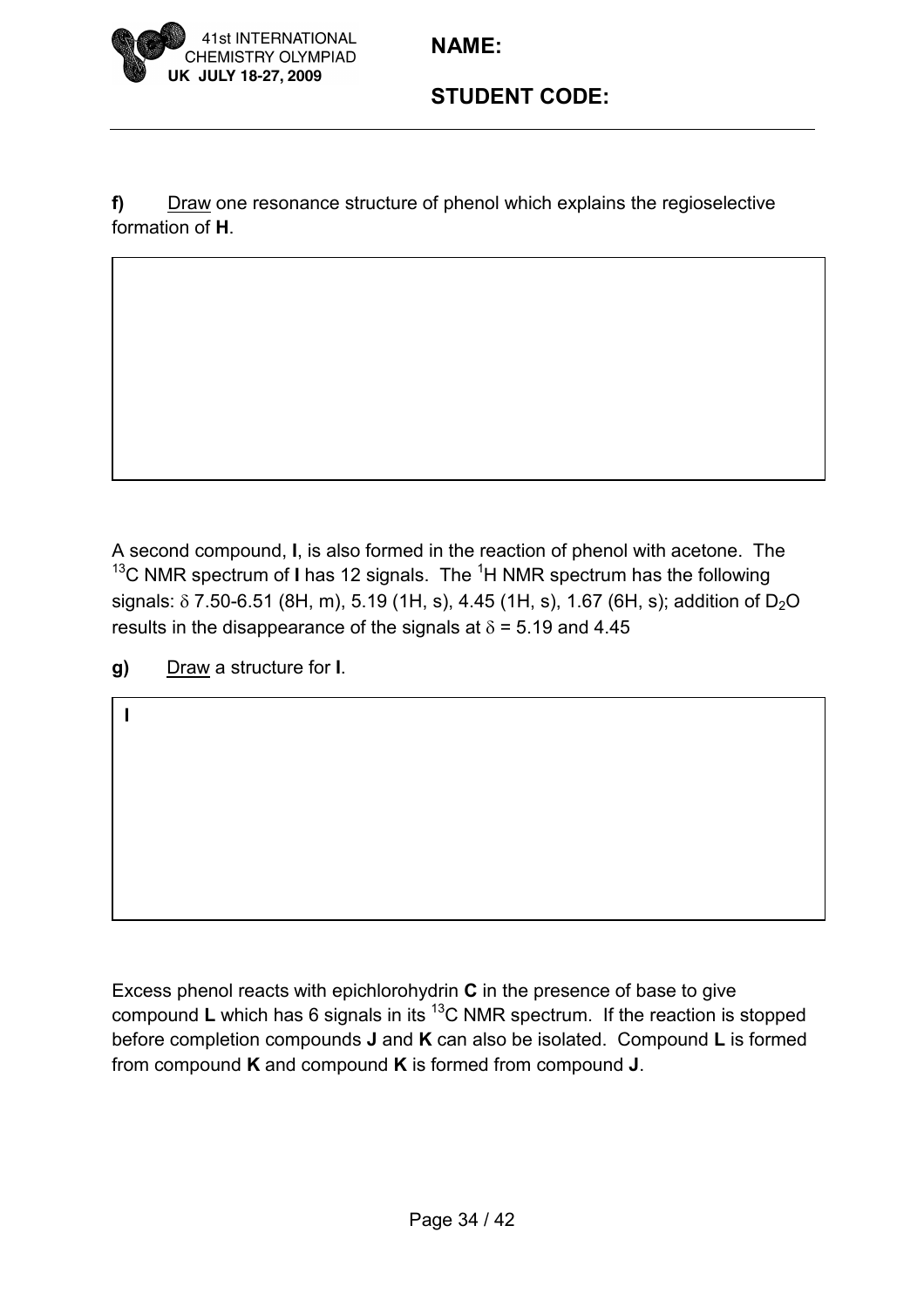**f)** Draw one resonance structure of phenol which explains the regioselective formation of **H**.

A second compound, **I**, is also formed in the reaction of phenol with acetone. The $^{13}C$ NMR spectrum of **I** has 12 signals. The $^{1}H$ NMR spectrum has the following signals: $\delta$ 7.50-6.51 (8H, m), 5.19 (1H, s), 4.45 (1H, s), 1.67 (6H, s); addition of $D_2O$ results in the disappearance of the signals at $\delta$ = 5.19 and 4.45

**g)** Draw a structure for **I**.

**I**

Excess phenol reacts with epichlorohydrin **C** in the presence of base to give compound **L** which has 6 signals in its $^{13}C$ NMR spectrum. If the reaction is stopped before completion compounds **J** and **K** can also be isolated. Compound **L** is formed from compound **K** and compound **K** is formed from compound **J**.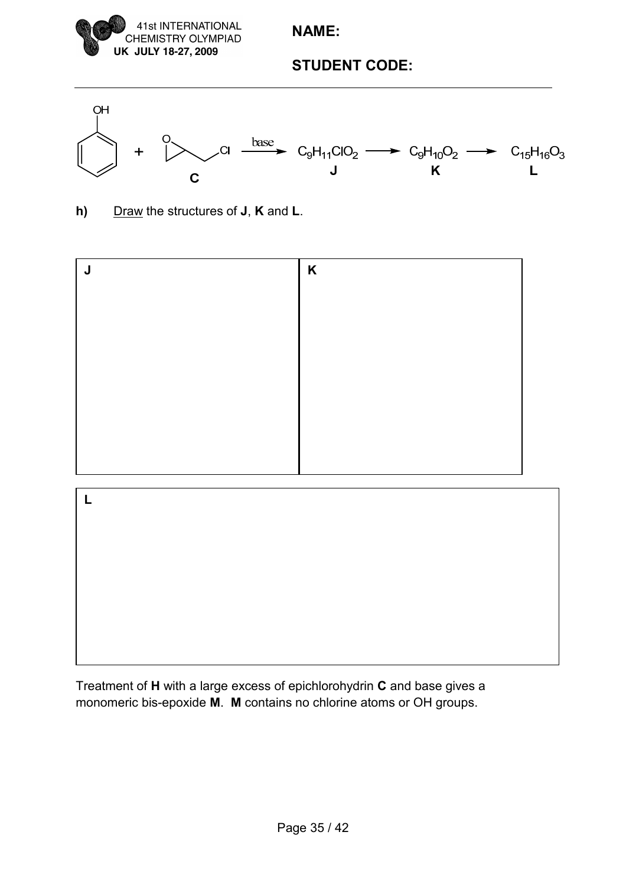NAME:

STUDENT CODE:

Phenol + C (epichlorohydrin) $\xrightarrow{\text{base}}$ $C_9H_{11}ClO_2$ (**J**) $\longrightarrow$ $C_9H_{10}O_2$ (**K**) $\longrightarrow$ $C_{15}H_{16}O_3$ (**L**)

**h)** Draw the structures of **J**, **K** and **L**.

| J | K |
|---|---|
| | |

| L |
|---|
| |

Treatment of **H** with a large excess of epichlorohydrin **C** and base gives a monomeric bis-epoxide **M**. **M** contains no chlorine atoms or OH groups.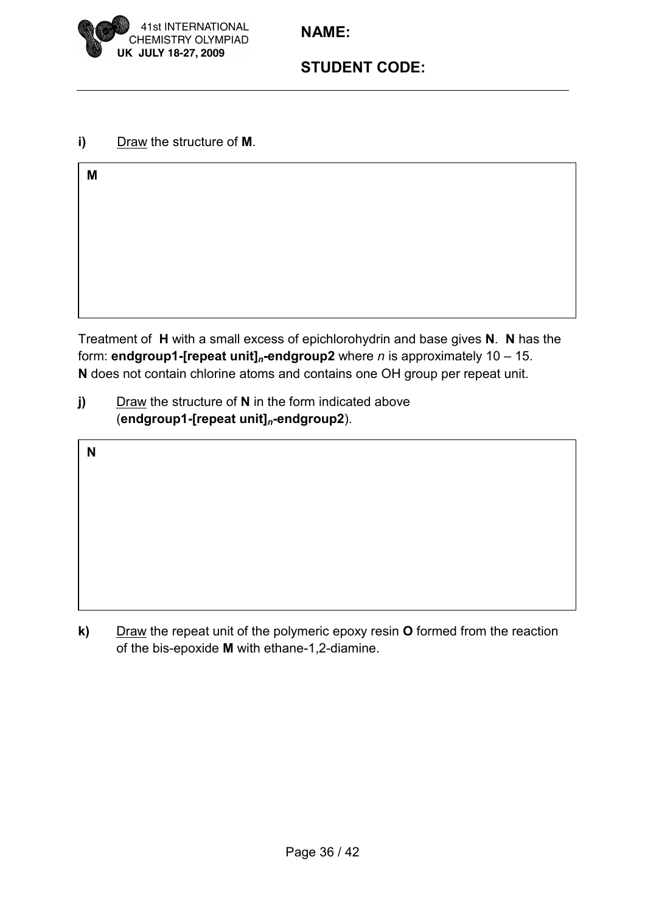**i)** Draw the structure of **M**.

**M**

Treatment of **H** with a small excess of epichlorohydrin and base gives **N**. **N** has the form: **endgroup1-[repeat unit]$_n$-endgroup2** where $n$ is approximately 10 – 15. **N** does not contain chlorine atoms and contains one OH group per repeat unit.

**j)** Draw the structure of **N** in the form indicated above (**endgroup1-[repeat unit]$_n$-endgroup2**).

**N**

**k)** Draw the repeat unit of the polymeric epoxy resin **O** formed from the reaction of the bis-epoxide **M** with ethane-1,2-diamine.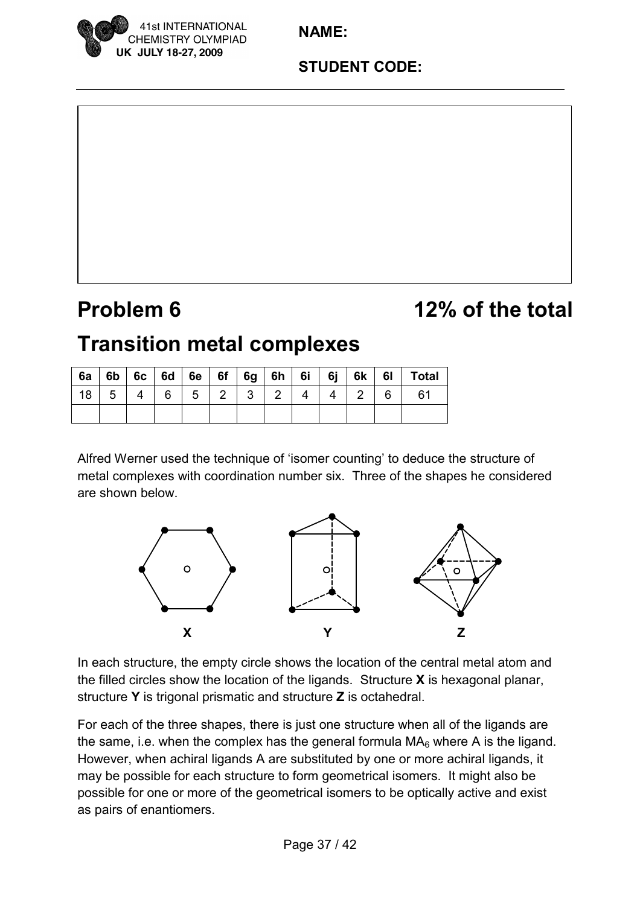NAME:

STUDENT CODE:

# Problem 6 — 12% of the total

# Transition metal complexes

| 6a | 6b | 6c | 6d | 6e | 6f | 6g | 6h | 6i | 6j | 6k | 6l | Total |
|---|---|---|---|---|---|---|---|---|---|---|---|---|
| 18 | 5 | 4 | 6 | 5 | 2 | 3 | 2 | 4 | 4 | 2 | 6 | 61 |
| | | | | | | | | | | | | |

Alfred Werner used the technique of 'isomer counting' to deduce the structure of metal complexes with coordination number six. Three of the shapes he considered are shown below.

X Y Z

In each structure, the empty circle shows the location of the central metal atom and the filled circles show the location of the ligands. Structure **X** is hexagonal planar, structure **Y** is trigonal prismatic and structure **Z** is octahedral.

For each of the three shapes, there is just one structure when all of the ligands are the same, i.e. when the complex has the general formula $MA_6$ where A is the ligand. However, when achiral ligands A are substituted by one or more achiral ligands, it may be possible for each structure to form geometrical isomers. It might also be possible for one or more of the geometrical isomers to be optically active and exist as pairs of enantiomers.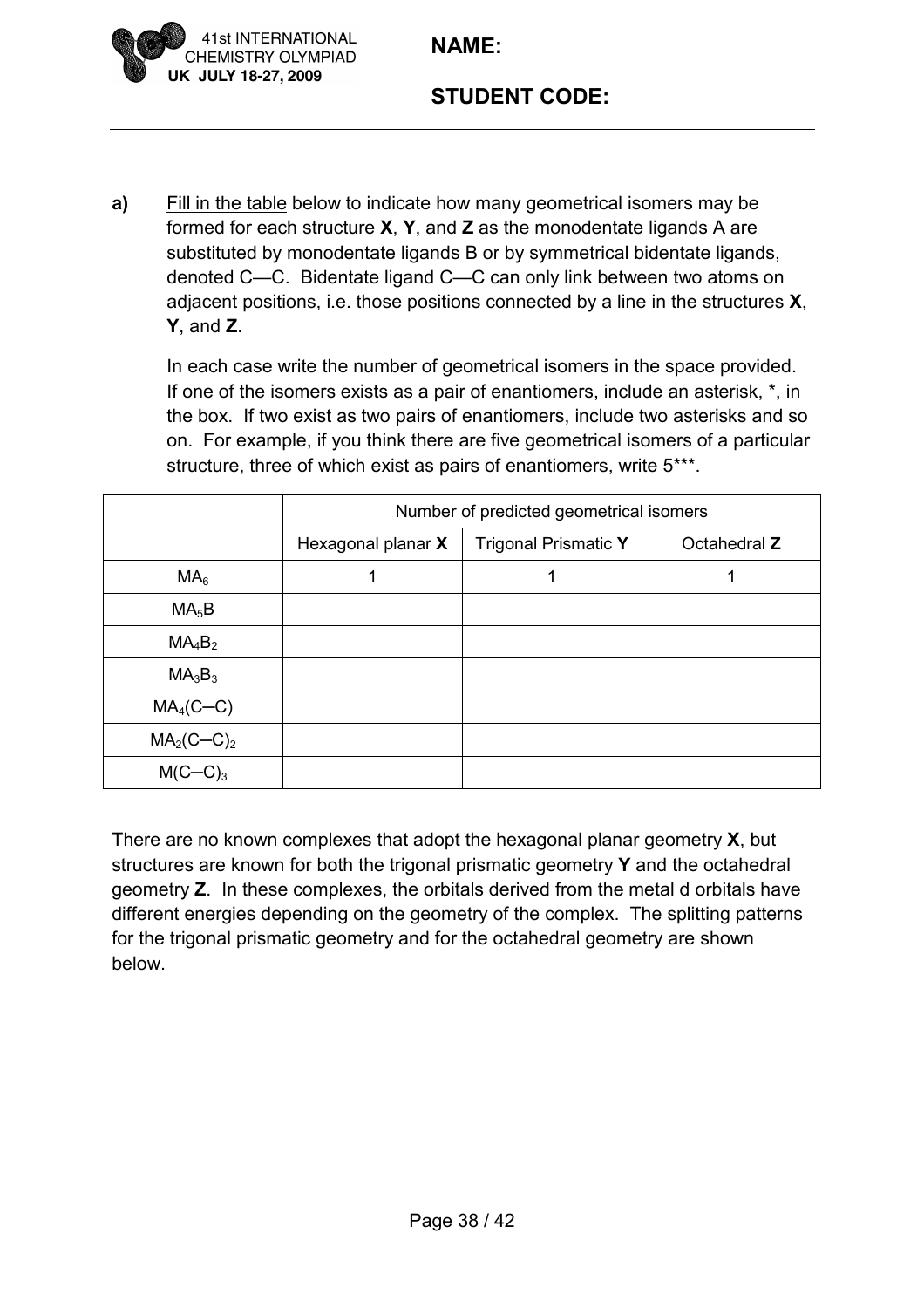**a)** Fill in the table below to indicate how many geometrical isomers may be formed for each structure **X**, **Y**, and **Z** as the monodentate ligands A are substituted by monodentate ligands B or by symmetrical bidentate ligands, denoted C—C. Bidentate ligand C—C can only link between two atoms on adjacent positions, i.e. those positions connected by a line in the structures **X**, **Y**, and **Z**.

In each case write the number of geometrical isomers in the space provided. If one of the isomers exists as a pair of enantiomers, include an asterisk, *, in the box. If two exist as two pairs of enantiomers, include two asterisks and so on. For example, if you think there are five geometrical isomers of a particular structure, three of which exist as pairs of enantiomers, write 5***.

| | Number of predicted geometrical isomers | | |
|---|---|---|---|
| | Hexagonal planar **X** | Trigonal Prismatic **Y** | Octahedral **Z** |
| $MA_6$ | 1 | 1 | 1 |
| $MA_5B$ | | | |
| $MA_4B_2$ | | | |
| $MA_3B_3$ | | | |
| $MA_4(C–C)$ | | | |
| $MA_2(C–C)_2$ | | | |
| $M(C–C)_3$ | | | |

There are no known complexes that adopt the hexagonal planar geometry **X**, but structures are known for both the trigonal prismatic geometry **Y** and the octahedral geometry **Z**. In these complexes, the orbitals derived from the metal d orbitals have different energies depending on the geometry of the complex. The splitting patterns for the trigonal prismatic geometry and for the octahedral geometry are shown below.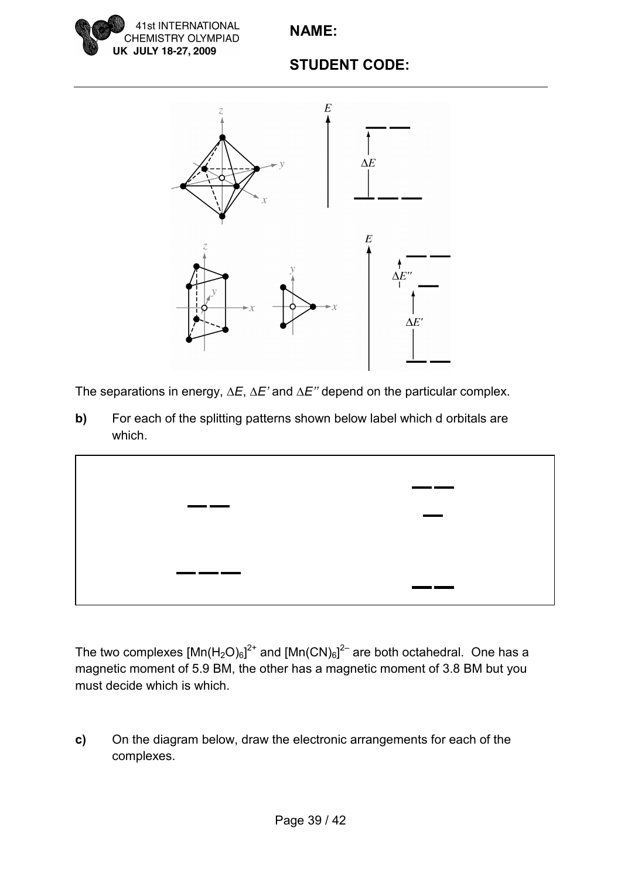The separations in energy, $\Delta E$, $\Delta E'$ and $\Delta E''$ depend on the particular complex.

**b)** For each of the splitting patterns shown below label which d orbitals are which.

The two complexes $[Mn(H_2O)_6]^{2+}$ and $[Mn(CN)_6]^{2-}$ are both octahedral. One has a magnetic moment of 5.9 BM, the other has a magnetic moment of 3.8 BM but you must decide which is which.

**c)** On the diagram below, draw the electronic arrangements for each of the complexes.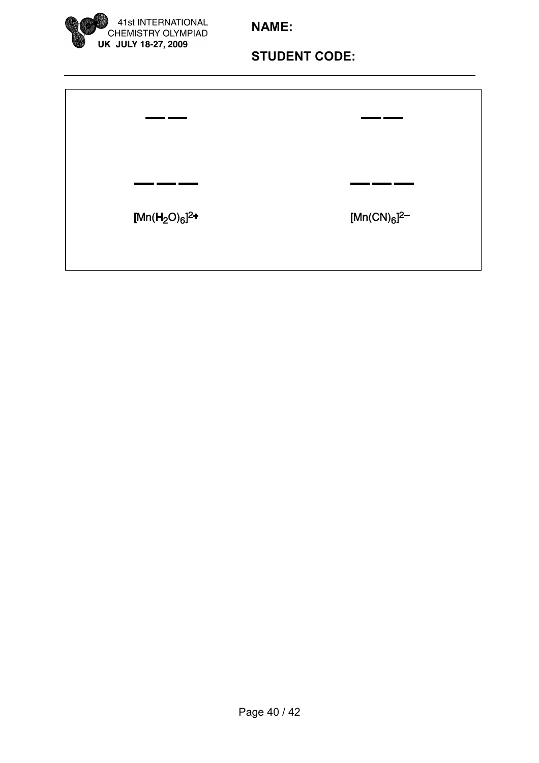| $[Mn(H_2O)_6]^{2+}$ | $[Mn(CN)_6]^{2-}$ |
| --- | --- |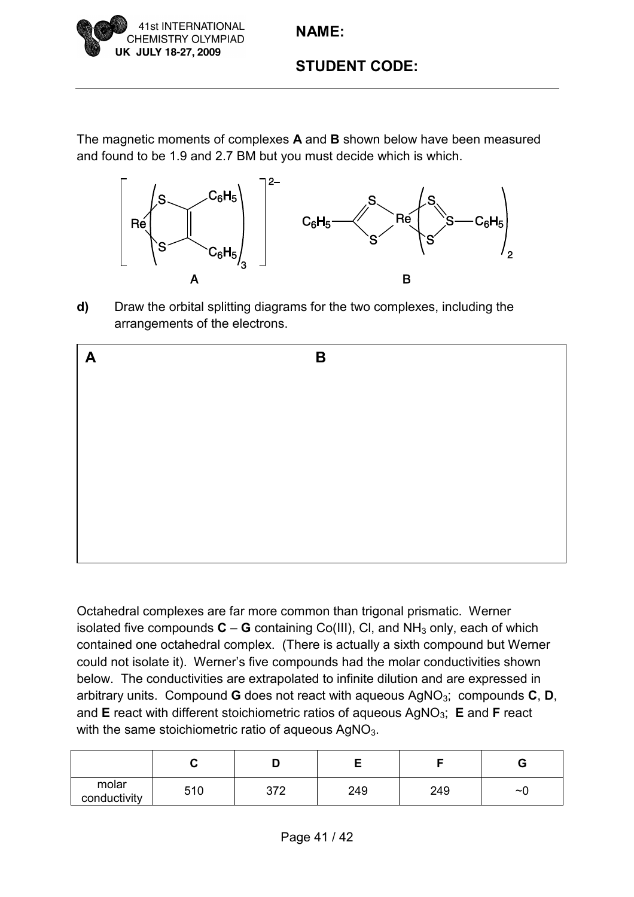The magnetic moments of complexes **A** and **B** shown below have been measured and found to be 1.9 and 2.7 BM but you must decide which is which.

**d)** Draw the orbital splitting diagrams for the two complexes, including the arrangements of the electrons.

| **A** | **B** |
|---|---|
| | |

Octahedral complexes are far more common than trigonal prismatic. Werner isolated five compounds **C** – **G** containing Co(III), Cl, and $NH_3$ only, each of which contained one octahedral complex. (There is actually a sixth compound but Werner could not isolate it). Werner's five compounds had the molar conductivities shown below. The conductivities are extrapolated to infinite dilution and are expressed in arbitrary units. Compound **G** does not react with aqueous $AgNO_3$; compounds **C**, **D**, and **E** react with different stoichiometric ratios of aqueous $AgNO_3$; **E** and **F** react with the same stoichiometric ratio of aqueous $AgNO_3$.

| | C | D | E | F | G |
|---|---|---|---|---|---|
| molar conductivity | 510 | 372 | 249 | 249 | ~0 |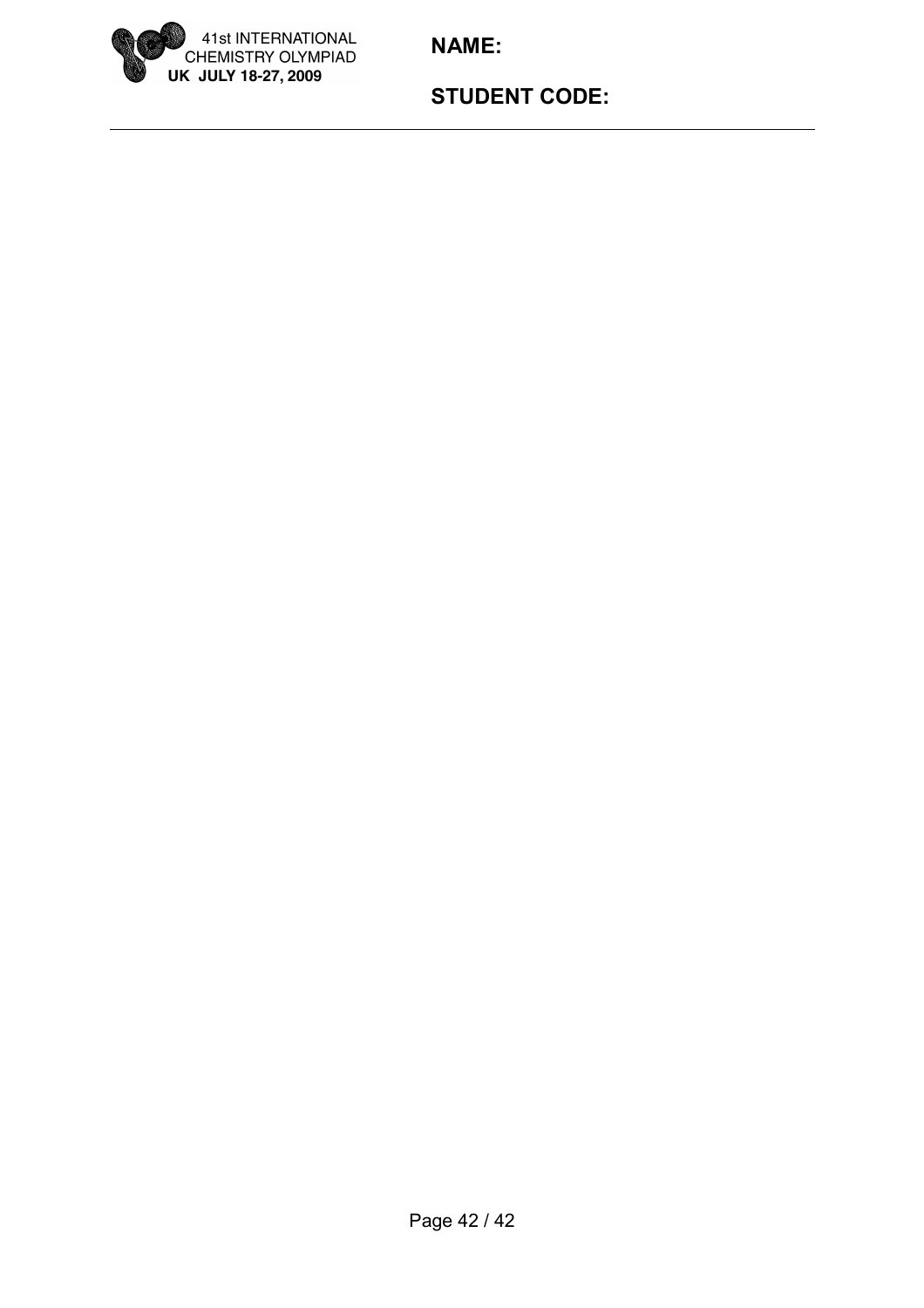NAME:

STUDENT CODE: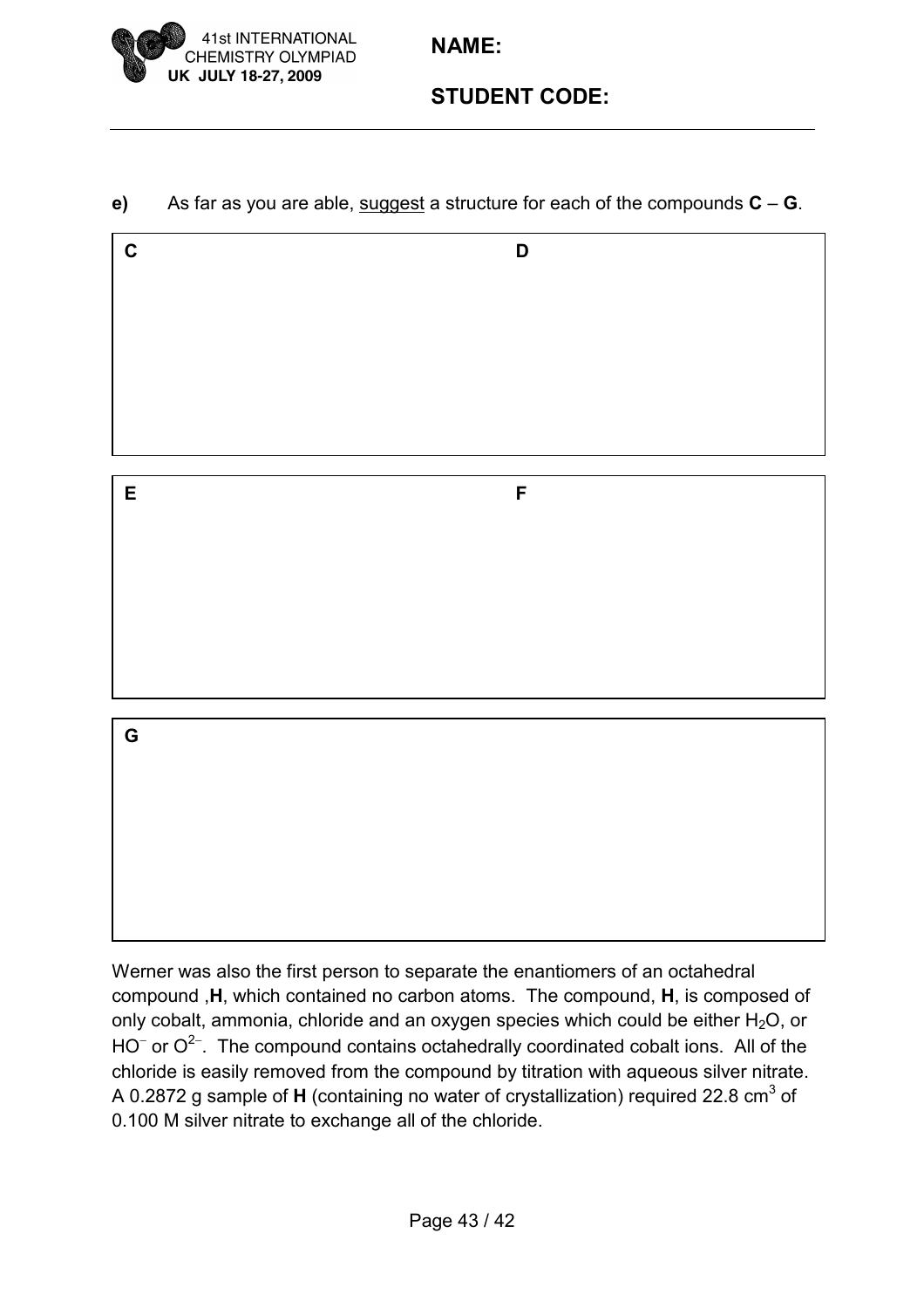**NAME:**

**STUDENT CODE:**

**e)** As far as you are able, suggest a structure for each of the compounds **C** – **G**.

| **C** | **D** |
|---|---|
| | |

| **E** | **F** |
|---|---|
| | |

| **G** |
|---|
| |

Werner was also the first person to separate the enantiomers of an octahedral compound ,**H**, which contained no carbon atoms. The compound, **H**, is composed of only cobalt, ammonia, chloride and an oxygen species which could be either $H_2O$, or $HO^{-}$ or $O^{2-}$. The compound contains octahedrally coordinated cobalt ions. All of the chloride is easily removed from the compound by titration with aqueous silver nitrate. A 0.2872 g sample of **H** (containing no water of crystallization) required 22.8 $cm^3$ of 0.100 M silver nitrate to exchange all of the chloride.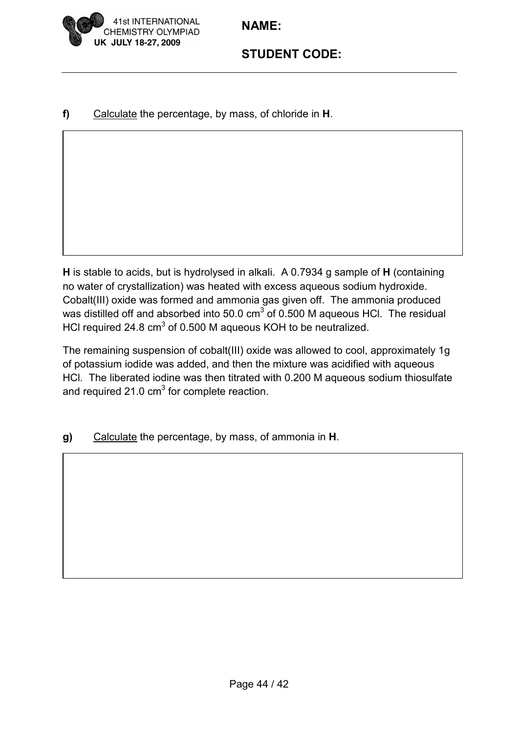**f)** Calculate the percentage, by mass, of chloride in **H**.

**H** is stable to acids, but is hydrolysed in alkali. A 0.7934 g sample of **H** (containing no water of crystallization) was heated with excess aqueous sodium hydroxide. Cobalt(III) oxide was formed and ammonia gas given off. The ammonia produced was distilled off and absorbed into 50.0 $cm^3$ of 0.500 M aqueous HCl. The residual HCl required 24.8 $cm^3$ of 0.500 M aqueous KOH to be neutralized.

The remaining suspension of cobalt(III) oxide was allowed to cool, approximately 1g of potassium iodide was added, and then the mixture was acidified with aqueous HCl. The liberated iodine was then titrated with 0.200 M aqueous sodium thiosulfate and required 21.0 $cm^3$ for complete reaction.

**g)** Calculate the percentage, by mass, of ammonia in **H**.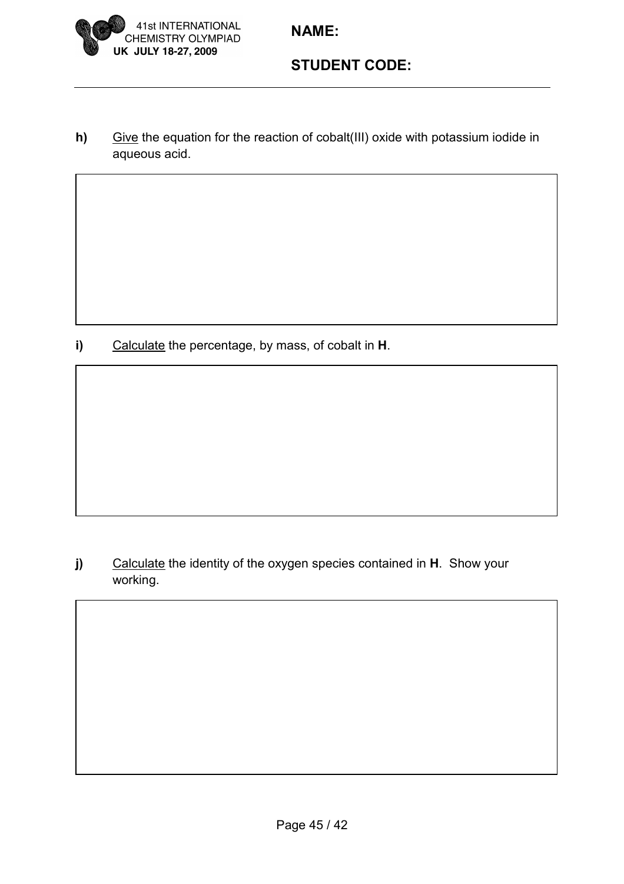**h)** Give the equation for the reaction of cobalt(III) oxide with potassium iodide in aqueous acid.

**i)** Calculate the percentage, by mass, of cobalt in **H**.

**j)** Calculate the identity of the oxygen species contained in **H**. Show your working.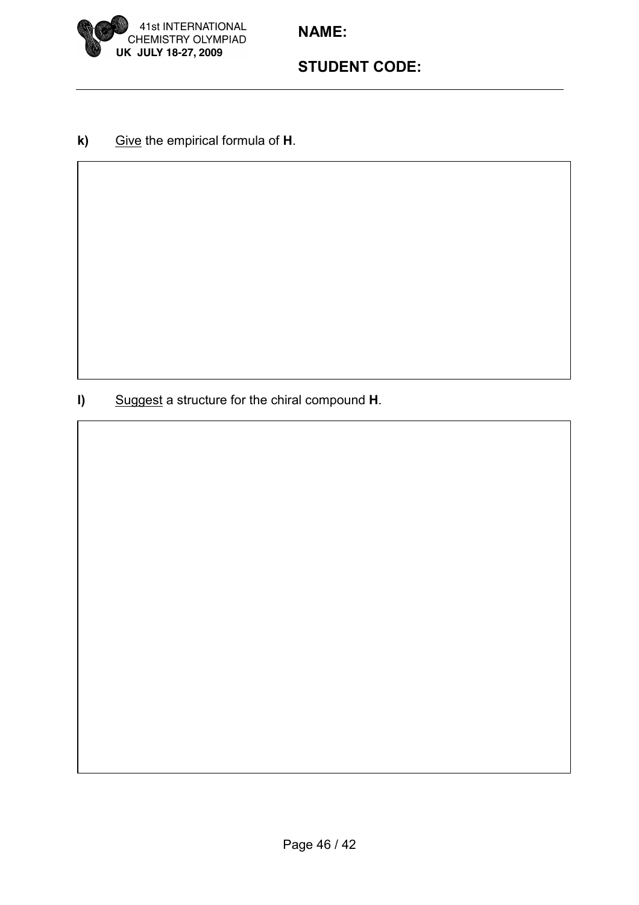**k)** Give the empirical formula of **H**.

**l)** Suggest a structure for the chiral compound **H**.